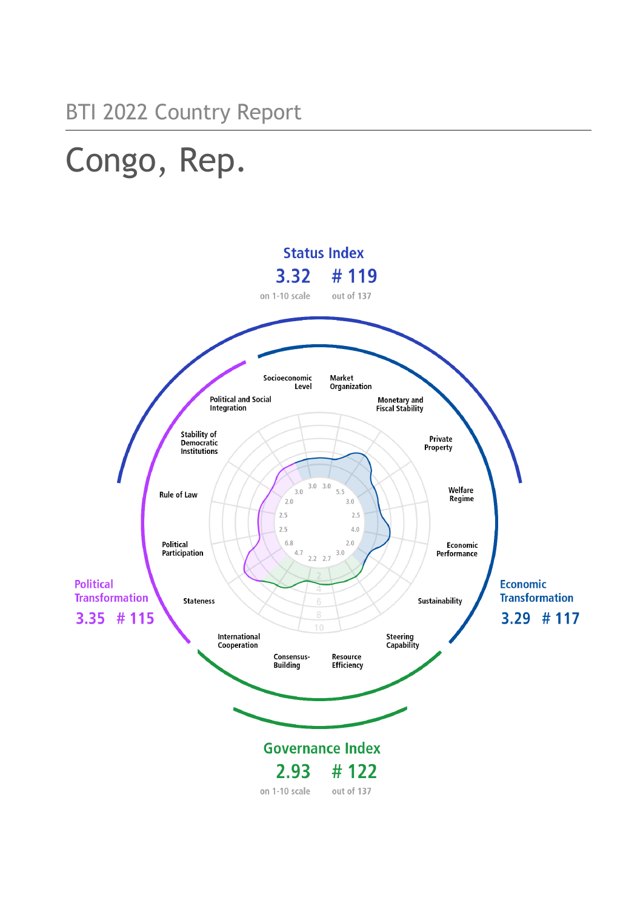BTI 2022 Country Report

# Congo, Rep.

**Status Index**
**3.32** on 1-10 scale
**# 119** out of 137

**Political Transformation**
**3.35 # 115**

**Economic Transformation**
**3.29 # 117**

**Governance Index**
**2.93** on 1-10 scale
**# 122** out of 137

| Criterion | Score |
| --- | --- |
| Socioeconomic Level | 3.0 |
| Market Organization | 3.0 |
| Monetary and Fiscal Stability | 5.5 |
| Private Property | 3.0 |
| Welfare Regime | 2.5 |
| Economic Performance | 4.0 |
| Sustainability | 2.0 |
| Steering Capability | 3.0 |
| Resource Efficiency | 2.7 |
| Consensus-Building | 2.2 |
| International Cooperation | 4.7 |
| Stateness | 6.8 |
| Political Participation | 2.5 |
| Rule of Law | 2.5 |
| Stability of Democratic Institutions | 2.0 |
| Political and Social Integration | 3.0 |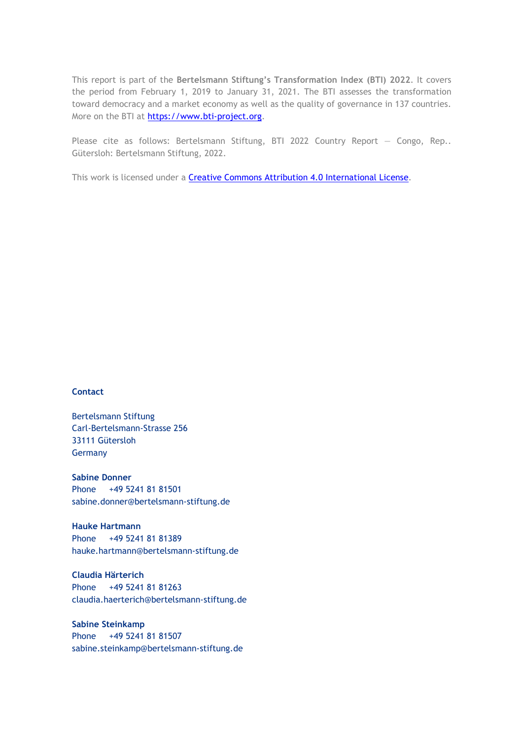This report is part of the **Bertelsmann Stiftung's Transformation Index (BTI) 2022**. It covers the period from February 1, 2019 to January 31, 2021. The BTI assesses the transformation toward democracy and a market economy as well as the quality of governance in 137 countries. More on the BTI at [https://www.bti-project.org](https://www.bti-project.org).

Please cite as follows: Bertelsmann Stiftung, BTI 2022 Country Report — Congo, Rep.. Gütersloh: Bertelsmann Stiftung, 2022.

This work is licensed under a [Creative Commons Attribution 4.0 International License](https://creativecommons.org/licenses/by/4.0/).

**Contact**

Bertelsmann Stiftung
Carl-Bertelsmann-Strasse 256
33111 Gütersloh
Germany

**Sabine Donner**
Phone +49 5241 81 81501
sabine.donner@bertelsmann-stiftung.de

**Hauke Hartmann**
Phone +49 5241 81 81389
hauke.hartmann@bertelsmann-stiftung.de

**Claudia Härterich**
Phone +49 5241 81 81263
claudia.haerterich@bertelsmann-stiftung.de

**Sabine Steinkamp**
Phone +49 5241 81 81507
sabine.steinkamp@bertelsmann-stiftung.de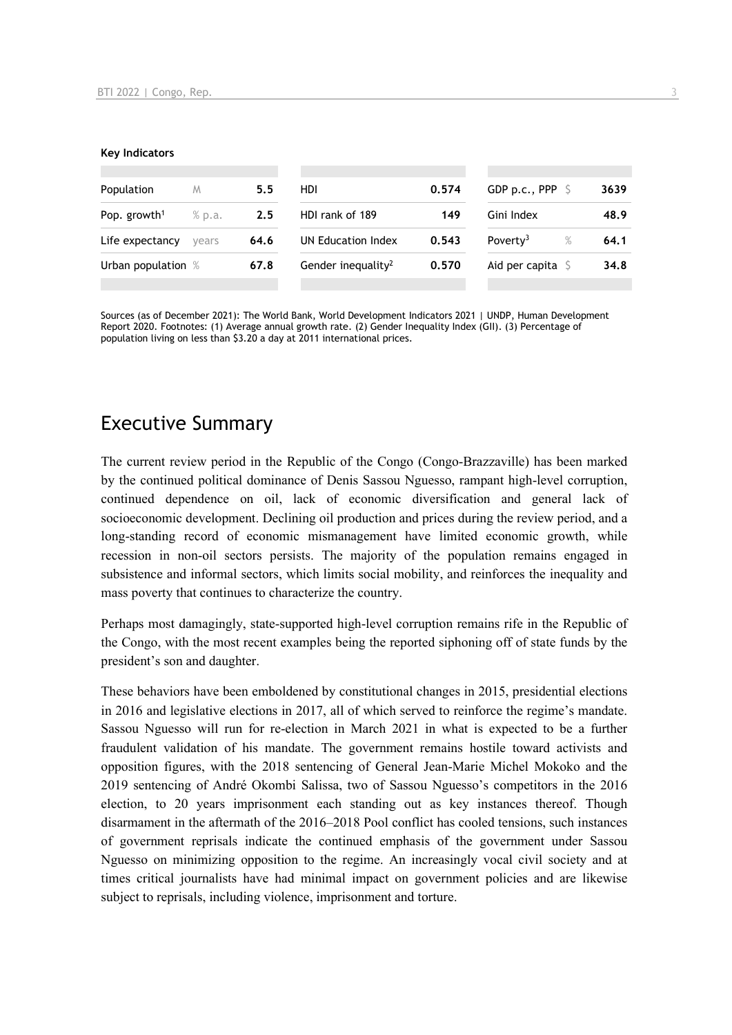**Key Indicators**

| Population | M | 5.5 | HDI | 0.574 | GDP p.c., PPP | $ | 3639 |
|---|---|---|---|---|---|---|---|
| Pop. growth[1] | % p.a. | 2.5 | HDI rank of 189 | 149 | Gini Index | | 48.9 |
| Life expectancy | years | 64.6 | UN Education Index | 0.543 | Poverty[3] | % | 64.1 |
| Urban population | % | 67.8 | Gender inequality[2] | 0.570 | Aid per capita | $ | 34.8 |

Sources (as of December 2021): The World Bank, World Development Indicators 2021 | UNDP, Human Development Report 2020. Footnotes: (1) Average annual growth rate. (2) Gender Inequality Index (GII). (3) Percentage of population living on less than $3.20 a day at 2011 international prices.

# Executive Summary

The current review period in the Republic of the Congo (Congo-Brazzaville) has been marked by the continued political dominance of Denis Sassou Nguesso, rampant high-level corruption, continued dependence on oil, lack of economic diversification and general lack of socioeconomic development. Declining oil production and prices during the review period, and a long-standing record of economic mismanagement have limited economic growth, while recession in non-oil sectors persists. The majority of the population remains engaged in subsistence and informal sectors, which limits social mobility, and reinforces the inequality and mass poverty that continues to characterize the country.

Perhaps most damagingly, state-supported high-level corruption remains rife in the Republic of the Congo, with the most recent examples being the reported siphoning off of state funds by the president's son and daughter.

These behaviors have been emboldened by constitutional changes in 2015, presidential elections in 2016 and legislative elections in 2017, all of which served to reinforce the regime's mandate. Sassou Nguesso will run for re-election in March 2021 in what is expected to be a further fraudulent validation of his mandate. The government remains hostile toward activists and opposition figures, with the 2018 sentencing of General Jean-Marie Michel Mokoko and the 2019 sentencing of André Okombi Salissa, two of Sassou Nguesso's competitors in the 2016 election, to 20 years imprisonment each standing out as key instances thereof. Though disarmament in the aftermath of the 2016–2018 Pool conflict has cooled tensions, such instances of government reprisals indicate the continued emphasis of the government under Sassou Nguesso on minimizing opposition to the regime. An increasingly vocal civil society and at times critical journalists have had minimal impact on government policies and are likewise subject to reprisals, including violence, imprisonment and torture.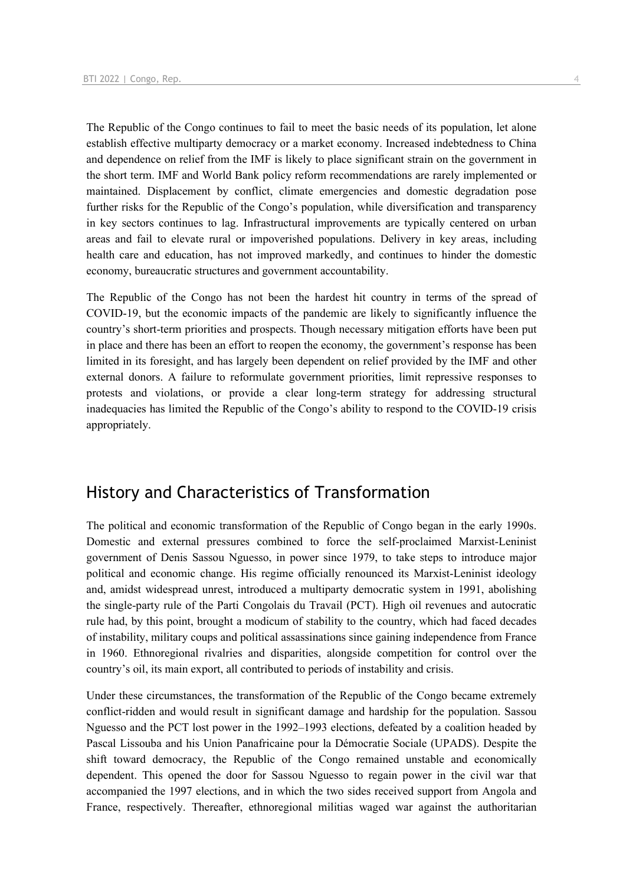The Republic of the Congo continues to fail to meet the basic needs of its population, let alone establish effective multiparty democracy or a market economy. Increased indebtedness to China and dependence on relief from the IMF is likely to place significant strain on the government in the short term. IMF and World Bank policy reform recommendations are rarely implemented or maintained. Displacement by conflict, climate emergencies and domestic degradation pose further risks for the Republic of the Congo's population, while diversification and transparency in key sectors continues to lag. Infrastructural improvements are typically centered on urban areas and fail to elevate rural or impoverished populations. Delivery in key areas, including health care and education, has not improved markedly, and continues to hinder the domestic economy, bureaucratic structures and government accountability.

The Republic of the Congo has not been the hardest hit country in terms of the spread of COVID-19, but the economic impacts of the pandemic are likely to significantly influence the country's short-term priorities and prospects. Though necessary mitigation efforts have been put in place and there has been an effort to reopen the economy, the government's response has been limited in its foresight, and has largely been dependent on relief provided by the IMF and other external donors. A failure to reformulate government priorities, limit repressive responses to protests and violations, or provide a clear long-term strategy for addressing structural inadequacies has limited the Republic of the Congo's ability to respond to the COVID-19 crisis appropriately.

## History and Characteristics of Transformation

The political and economic transformation of the Republic of Congo began in the early 1990s. Domestic and external pressures combined to force the self-proclaimed Marxist-Leninist government of Denis Sassou Nguesso, in power since 1979, to take steps to introduce major political and economic change. His regime officially renounced its Marxist-Leninist ideology and, amidst widespread unrest, introduced a multiparty democratic system in 1991, abolishing the single-party rule of the Parti Congolais du Travail (PCT). High oil revenues and autocratic rule had, by this point, brought a modicum of stability to the country, which had faced decades of instability, military coups and political assassinations since gaining independence from France in 1960. Ethnoregional rivalries and disparities, alongside competition for control over the country's oil, its main export, all contributed to periods of instability and crisis.

Under these circumstances, the transformation of the Republic of the Congo became extremely conflict-ridden and would result in significant damage and hardship for the population. Sassou Nguesso and the PCT lost power in the 1992–1993 elections, defeated by a coalition headed by Pascal Lissouba and his Union Panafricaine pour la Démocratie Sociale (UPADS). Despite the shift toward democracy, the Republic of the Congo remained unstable and economically dependent. This opened the door for Sassou Nguesso to regain power in the civil war that accompanied the 1997 elections, and in which the two sides received support from Angola and France, respectively. Thereafter, ethnoregional militias waged war against the authoritarian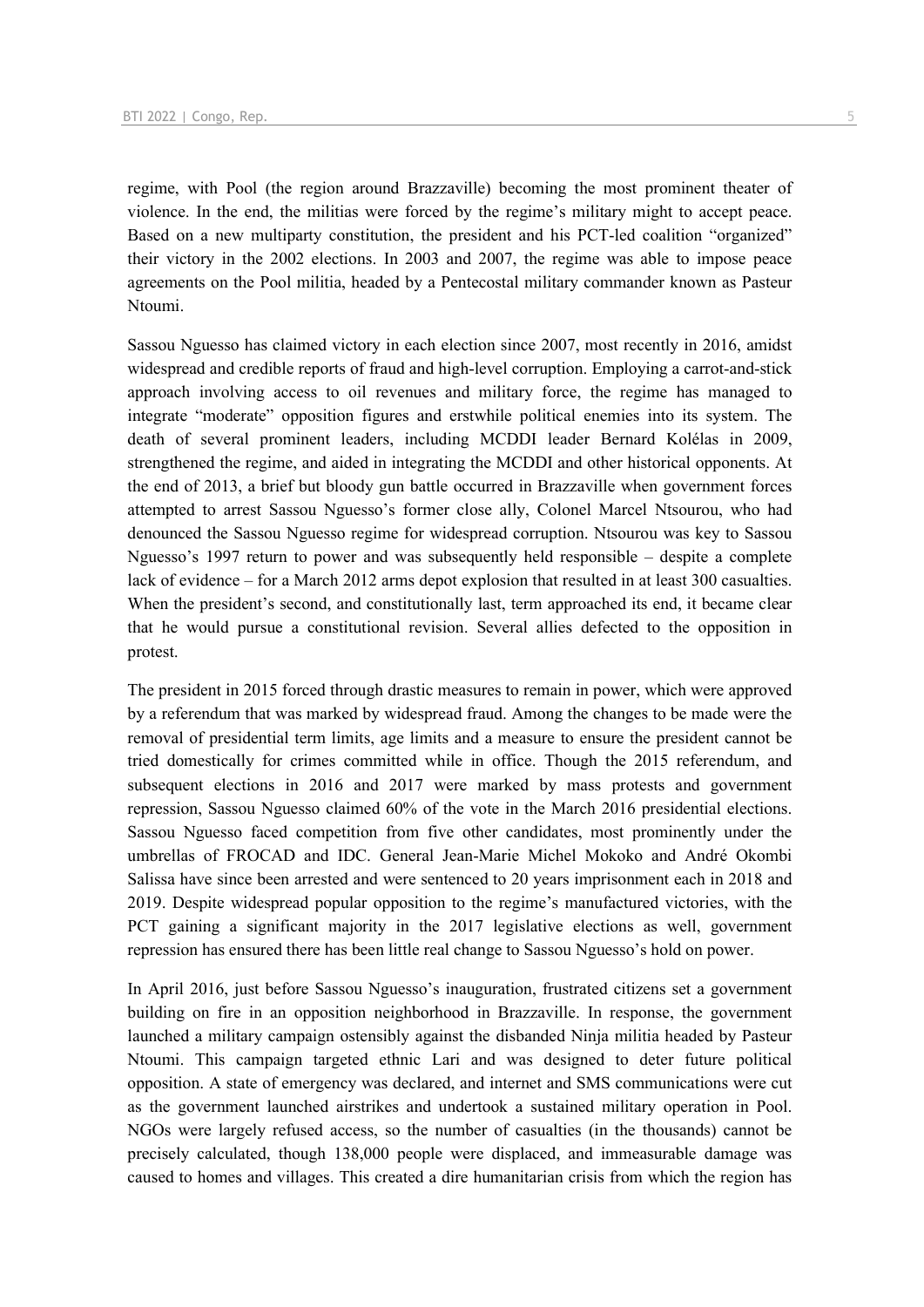regime, with Pool (the region around Brazzaville) becoming the most prominent theater of violence. In the end, the militias were forced by the regime's military might to accept peace. Based on a new multiparty constitution, the president and his PCT-led coalition "organized" their victory in the 2002 elections. In 2003 and 2007, the regime was able to impose peace agreements on the Pool militia, headed by a Pentecostal military commander known as Pasteur Ntoumi.

Sassou Nguesso has claimed victory in each election since 2007, most recently in 2016, amidst widespread and credible reports of fraud and high-level corruption. Employing a carrot-and-stick approach involving access to oil revenues and military force, the regime has managed to integrate "moderate" opposition figures and erstwhile political enemies into its system. The death of several prominent leaders, including MCDDI leader Bernard Kolélas in 2009, strengthened the regime, and aided in integrating the MCDDI and other historical opponents. At the end of 2013, a brief but bloody gun battle occurred in Brazzaville when government forces attempted to arrest Sassou Nguesso's former close ally, Colonel Marcel Ntsourou, who had denounced the Sassou Nguesso regime for widespread corruption. Ntsourou was key to Sassou Nguesso's 1997 return to power and was subsequently held responsible – despite a complete lack of evidence – for a March 2012 arms depot explosion that resulted in at least 300 casualties. When the president's second, and constitutionally last, term approached its end, it became clear that he would pursue a constitutional revision. Several allies defected to the opposition in protest.

The president in 2015 forced through drastic measures to remain in power, which were approved by a referendum that was marked by widespread fraud. Among the changes to be made were the removal of presidential term limits, age limits and a measure to ensure the president cannot be tried domestically for crimes committed while in office. Though the 2015 referendum, and subsequent elections in 2016 and 2017 were marked by mass protests and government repression, Sassou Nguesso claimed 60% of the vote in the March 2016 presidential elections. Sassou Nguesso faced competition from five other candidates, most prominently under the umbrellas of FROCAD and IDC. General Jean-Marie Michel Mokoko and André Okombi Salissa have since been arrested and were sentenced to 20 years imprisonment each in 2018 and 2019. Despite widespread popular opposition to the regime's manufactured victories, with the PCT gaining a significant majority in the 2017 legislative elections as well, government repression has ensured there has been little real change to Sassou Nguesso's hold on power.

In April 2016, just before Sassou Nguesso's inauguration, frustrated citizens set a government building on fire in an opposition neighborhood in Brazzaville. In response, the government launched a military campaign ostensibly against the disbanded Ninja militia headed by Pasteur Ntoumi. This campaign targeted ethnic Lari and was designed to deter future political opposition. A state of emergency was declared, and internet and SMS communications were cut as the government launched airstrikes and undertook a sustained military operation in Pool. NGOs were largely refused access, so the number of casualties (in the thousands) cannot be precisely calculated, though 138,000 people were displaced, and immeasurable damage was caused to homes and villages. This created a dire humanitarian crisis from which the region has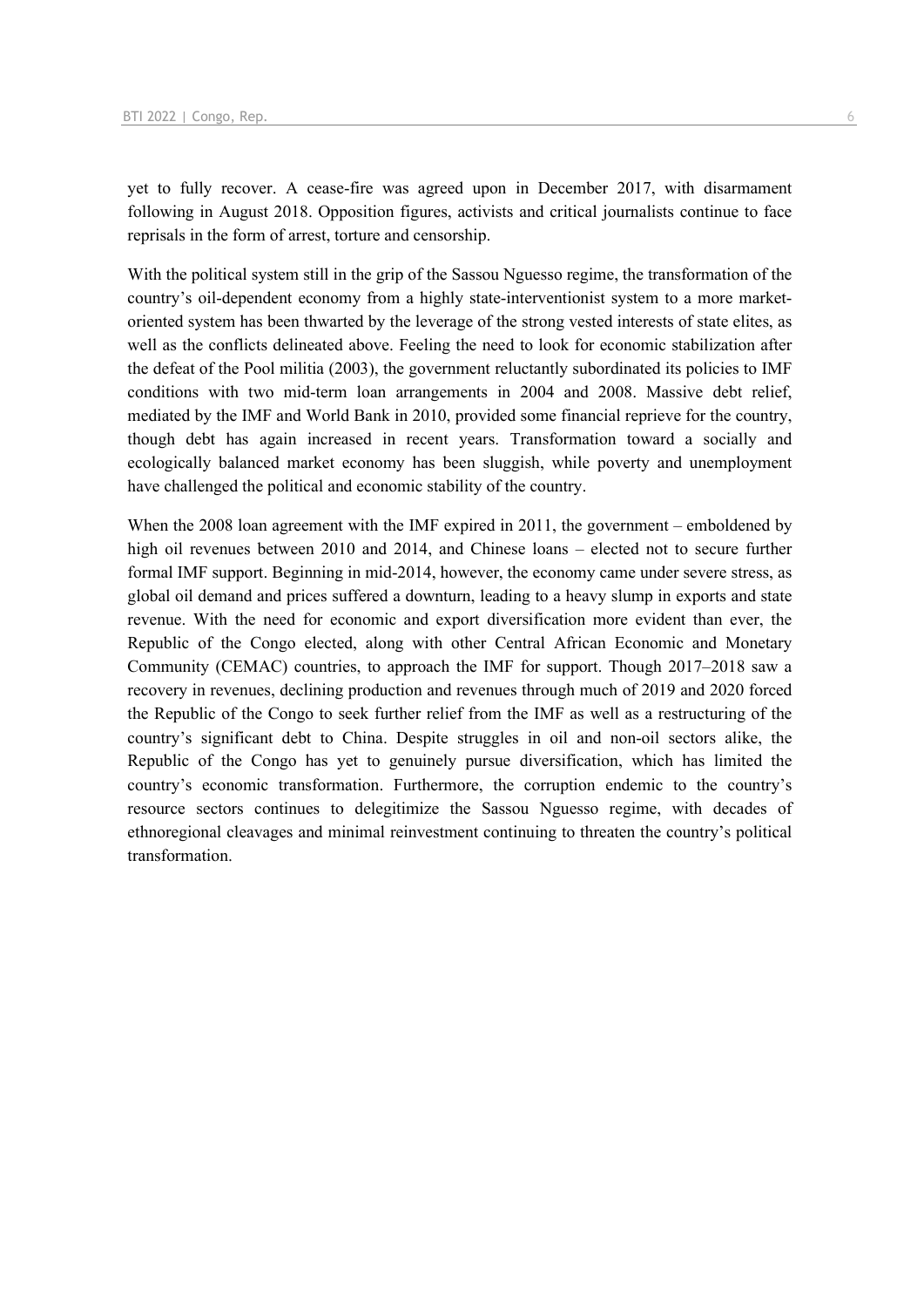yet to fully recover. A cease-fire was agreed upon in December 2017, with disarmament following in August 2018. Opposition figures, activists and critical journalists continue to face reprisals in the form of arrest, torture and censorship.

With the political system still in the grip of the Sassou Nguesso regime, the transformation of the country's oil-dependent economy from a highly state-interventionist system to a more market-oriented system has been thwarted by the leverage of the strong vested interests of state elites, as well as the conflicts delineated above. Feeling the need to look for economic stabilization after the defeat of the Pool militia (2003), the government reluctantly subordinated its policies to IMF conditions with two mid-term loan arrangements in 2004 and 2008. Massive debt relief, mediated by the IMF and World Bank in 2010, provided some financial reprieve for the country, though debt has again increased in recent years. Transformation toward a socially and ecologically balanced market economy has been sluggish, while poverty and unemployment have challenged the political and economic stability of the country.

When the 2008 loan agreement with the IMF expired in 2011, the government – emboldened by high oil revenues between 2010 and 2014, and Chinese loans – elected not to secure further formal IMF support. Beginning in mid-2014, however, the economy came under severe stress, as global oil demand and prices suffered a downturn, leading to a heavy slump in exports and state revenue. With the need for economic and export diversification more evident than ever, the Republic of the Congo elected, along with other Central African Economic and Monetary Community (CEMAC) countries, to approach the IMF for support. Though 2017–2018 saw a recovery in revenues, declining production and revenues through much of 2019 and 2020 forced the Republic of the Congo to seek further relief from the IMF as well as a restructuring of the country's significant debt to China. Despite struggles in oil and non-oil sectors alike, the Republic of the Congo has yet to genuinely pursue diversification, which has limited the country's economic transformation. Furthermore, the corruption endemic to the country's resource sectors continues to delegitimize the Sassou Nguesso regime, with decades of ethnoregional cleavages and minimal reinvestment continuing to threaten the country's political transformation.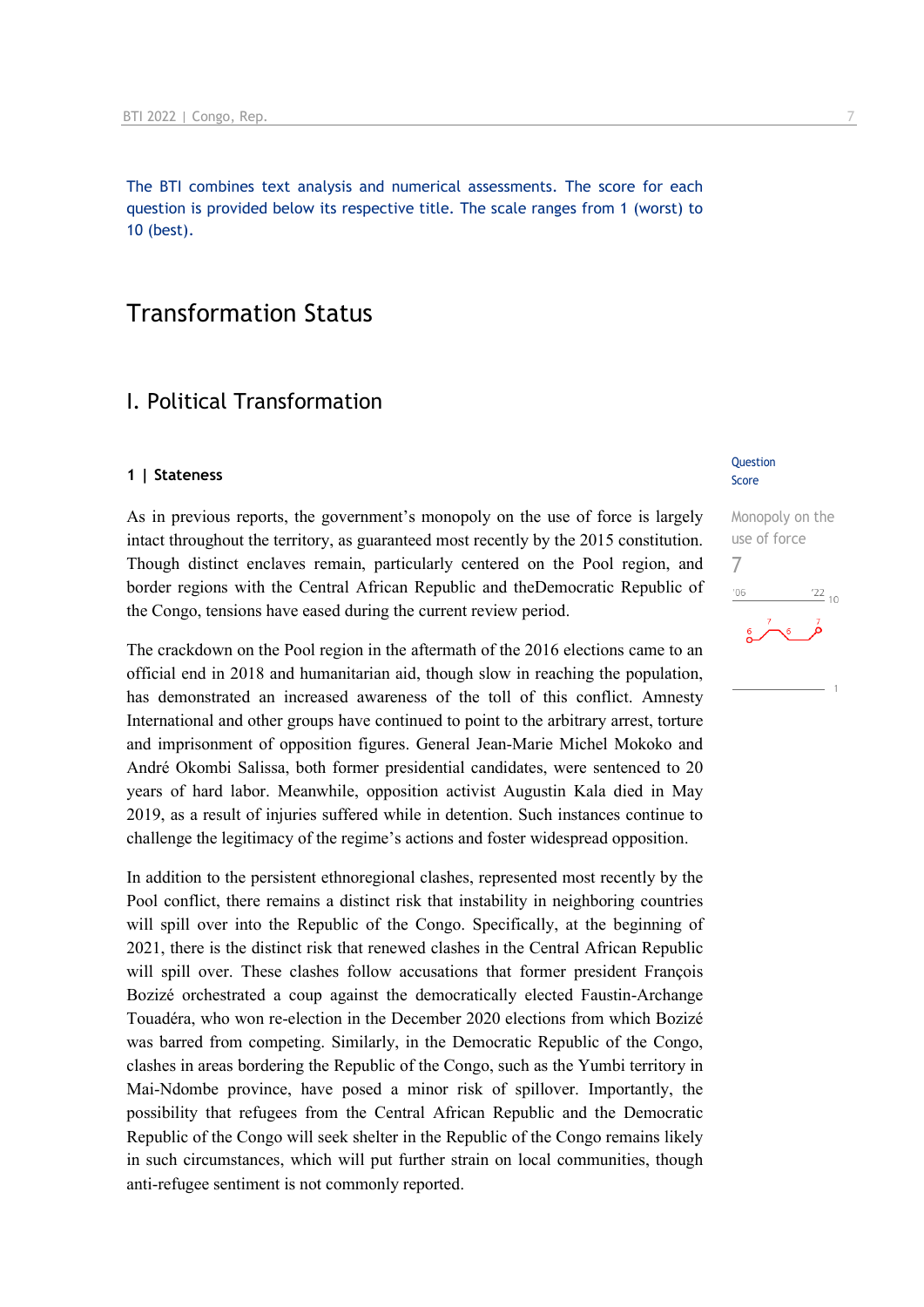The BTI combines text analysis and numerical assessments. The score for each question is provided below its respective title. The scale ranges from 1 (worst) to 10 (best).

# Transformation Status

## I. Political Transformation

### 1 | Stateness

Question Score

Monopoly on the use of force
7

As in previous reports, the government's monopoly on the use of force is largely intact throughout the territory, as guaranteed most recently by the 2015 constitution. Though distinct enclaves remain, particularly centered on the Pool region, and border regions with the Central African Republic and theDemocratic Republic of the Congo, tensions have eased during the current review period.

The crackdown on the Pool region in the aftermath of the 2016 elections came to an official end in 2018 and humanitarian aid, though slow in reaching the population, has demonstrated an increased awareness of the toll of this conflict. Amnesty International and other groups have continued to point to the arbitrary arrest, torture and imprisonment of opposition figures. General Jean-Marie Michel Mokoko and André Okombi Salissa, both former presidential candidates, were sentenced to 20 years of hard labor. Meanwhile, opposition activist Augustin Kala died in May 2019, as a result of injuries suffered while in detention. Such instances continue to challenge the legitimacy of the regime's actions and foster widespread opposition.

In addition to the persistent ethnoregional clashes, represented most recently by the Pool conflict, there remains a distinct risk that instability in neighboring countries will spill over into the Republic of the Congo. Specifically, at the beginning of 2021, there is the distinct risk that renewed clashes in the Central African Republic will spill over. These clashes follow accusations that former president François Bozizé orchestrated a coup against the democratically elected Faustin-Archange Touadéra, who won re-election in the December 2020 elections from which Bozizé was barred from competing. Similarly, in the Democratic Republic of the Congo, clashes in areas bordering the Republic of the Congo, such as the Yumbi territory in Mai-Ndombe province, have posed a minor risk of spillover. Importantly, the possibility that refugees from the Central African Republic and the Democratic Republic of the Congo will seek shelter in the Republic of the Congo remains likely in such circumstances, which will put further strain on local communities, though anti-refugee sentiment is not commonly reported.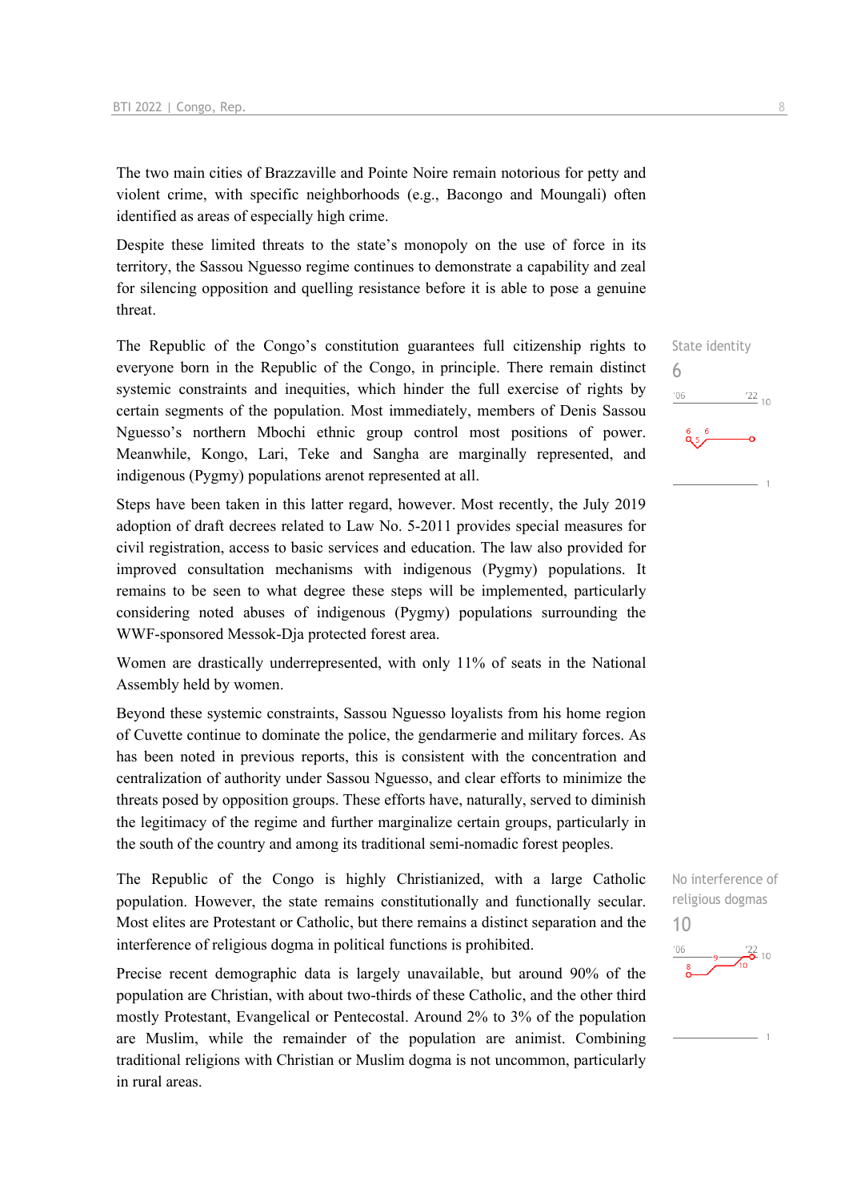The two main cities of Brazzaville and Pointe Noire remain notorious for petty and violent crime, with specific neighborhoods (e.g., Bacongo and Moungali) often identified as areas of especially high crime.

Despite these limited threats to the state's monopoly on the use of force in its territory, the Sassou Nguesso regime continues to demonstrate a capability and zeal for silencing opposition and quelling resistance before it is able to pose a genuine threat.

State identity

6

The Republic of the Congo's constitution guarantees full citizenship rights to everyone born in the Republic of the Congo, in principle. There remain distinct systemic constraints and inequities, which hinder the full exercise of rights by certain segments of the population. Most immediately, members of Denis Sassou Nguesso's northern Mbochi ethnic group control most positions of power. Meanwhile, Kongo, Lari, Teke and Sangha are marginally represented, and indigenous (Pygmy) populations arenot represented at all.

Steps have been taken in this latter regard, however. Most recently, the July 2019 adoption of draft decrees related to Law No. 5-2011 provides special measures for civil registration, access to basic services and education. The law also provided for improved consultation mechanisms with indigenous (Pygmy) populations. It remains to be seen to what degree these steps will be implemented, particularly considering noted abuses of indigenous (Pygmy) populations surrounding the WWF-sponsored Messok-Dja protected forest area.

Women are drastically underrepresented, with only 11% of seats in the National Assembly held by women.

Beyond these systemic constraints, Sassou Nguesso loyalists from his home region of Cuvette continue to dominate the police, the gendarmerie and military forces. As has been noted in previous reports, this is consistent with the concentration and centralization of authority under Sassou Nguesso, and clear efforts to minimize the threats posed by opposition groups. These efforts have, naturally, served to diminish the legitimacy of the regime and further marginalize certain groups, particularly in the south of the country and among its traditional semi-nomadic forest peoples.

No interference of religious dogmas

10

The Republic of the Congo is highly Christianized, with a large Catholic population. However, the state remains constitutionally and functionally secular. Most elites are Protestant or Catholic, but there remains a distinct separation and the interference of religious dogma in political functions is prohibited.

Precise recent demographic data is largely unavailable, but around 90% of the population are Christian, with about two-thirds of these Catholic, and the other third mostly Protestant, Evangelical or Pentecostal. Around 2% to 3% of the population are Muslim, while the remainder of the population are animist. Combining traditional religions with Christian or Muslim dogma is not uncommon, particularly in rural areas.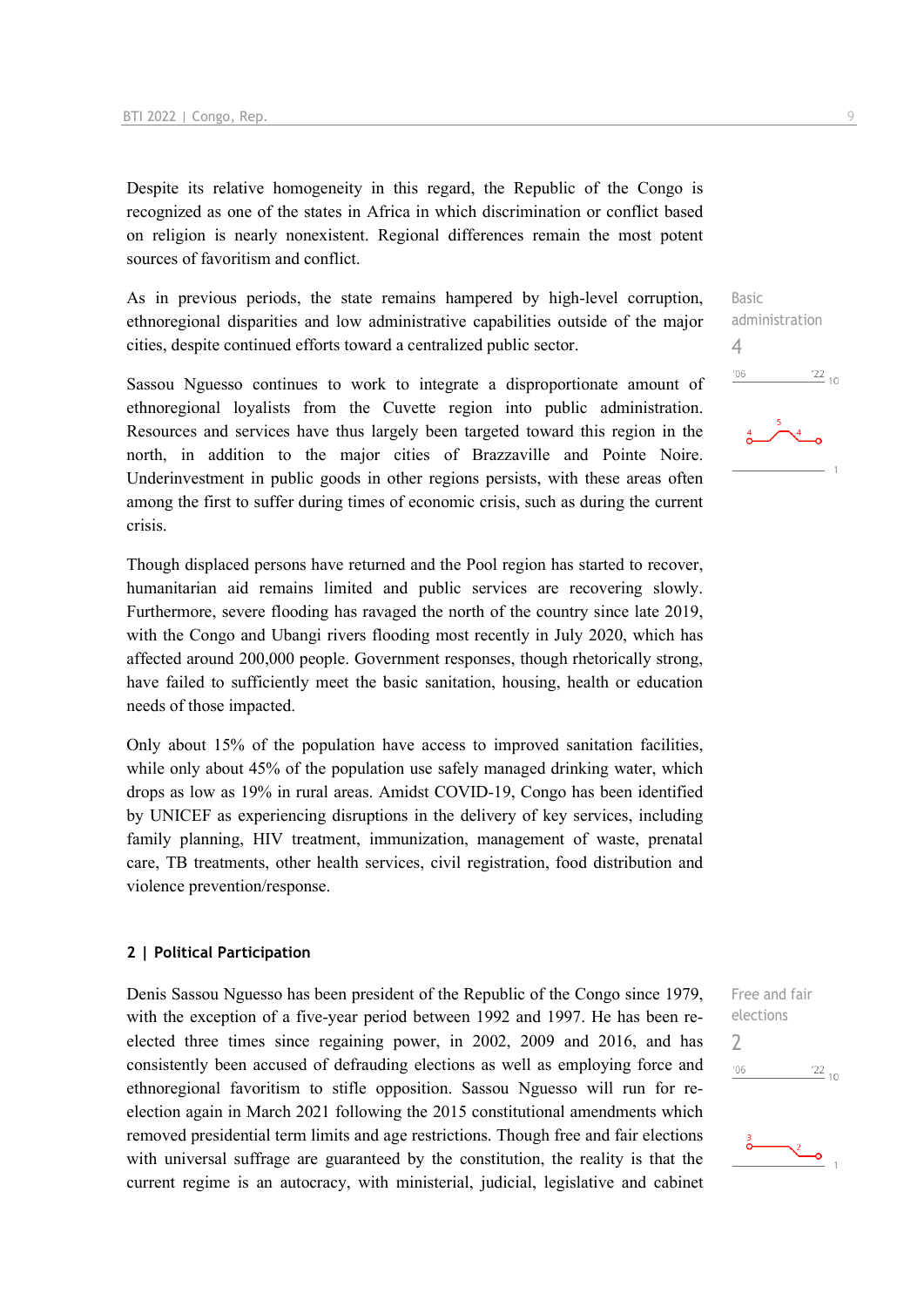Despite its relative homogeneity in this regard, the Republic of the Congo is recognized as one of the states in Africa in which discrimination or conflict based on religion is nearly nonexistent. Regional differences remain the most potent sources of favoritism and conflict.

Basic administration
4

As in previous periods, the state remains hampered by high-level corruption, ethnoregional disparities and low administrative capabilities outside of the major cities, despite continued efforts toward a centralized public sector.

Sassou Nguesso continues to work to integrate a disproportionate amount of ethnoregional loyalists from the Cuvette region into public administration. Resources and services have thus largely been targeted toward this region in the north, in addition to the major cities of Brazzaville and Pointe Noire. Underinvestment in public goods in other regions persists, with these areas often among the first to suffer during times of economic crisis, such as during the current crisis.

Though displaced persons have returned and the Pool region has started to recover, humanitarian aid remains limited and public services are recovering slowly. Furthermore, severe flooding has ravaged the north of the country since late 2019, with the Congo and Ubangi rivers flooding most recently in July 2020, which has affected around 200,000 people. Government responses, though rhetorically strong, have failed to sufficiently meet the basic sanitation, housing, health or education needs of those impacted.

Only about 15% of the population have access to improved sanitation facilities, while only about 45% of the population use safely managed drinking water, which drops as low as 19% in rural areas. Amidst COVID-19, Congo has been identified by UNICEF as experiencing disruptions in the delivery of key services, including family planning, HIV treatment, immunization, management of waste, prenatal care, TB treatments, other health services, civil registration, food distribution and violence prevention/response.

## 2 | Political Participation

Free and fair elections
2

Denis Sassou Nguesso has been president of the Republic of the Congo since 1979, with the exception of a five-year period between 1992 and 1997. He has been re-elected three times since regaining power, in 2002, 2009 and 2016, and has consistently been accused of defrauding elections as well as employing force and ethnoregional favoritism to stifle opposition. Sassou Nguesso will run for re-election again in March 2021 following the 2015 constitutional amendments which removed presidential term limits and age restrictions. Though free and fair elections with universal suffrage are guaranteed by the constitution, the reality is that the current regime is an autocracy, with ministerial, judicial, legislative and cabinet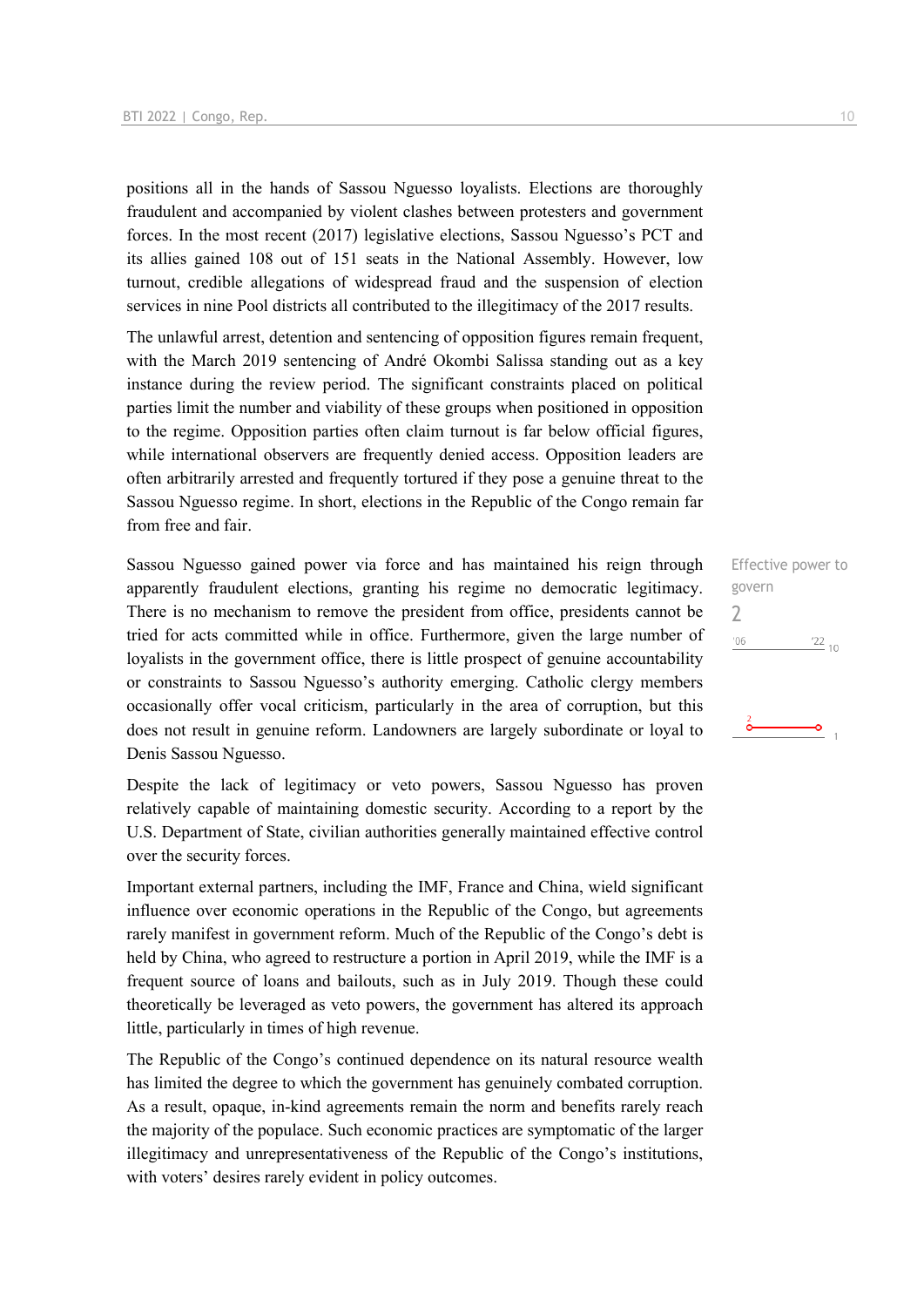positions all in the hands of Sassou Nguesso loyalists. Elections are thoroughly fraudulent and accompanied by violent clashes between protesters and government forces. In the most recent (2017) legislative elections, Sassou Nguesso's PCT and its allies gained 108 out of 151 seats in the National Assembly. However, low turnout, credible allegations of widespread fraud and the suspension of election services in nine Pool districts all contributed to the illegitimacy of the 2017 results.

The unlawful arrest, detention and sentencing of opposition figures remain frequent, with the March 2019 sentencing of André Okombi Salissa standing out as a key instance during the review period. The significant constraints placed on political parties limit the number and viability of these groups when positioned in opposition to the regime. Opposition parties often claim turnout is far below official figures, while international observers are frequently denied access. Opposition leaders are often arbitrarily arrested and frequently tortured if they pose a genuine threat to the Sassou Nguesso regime. In short, elections in the Republic of the Congo remain far from free and fair.

Effective power to govern
2

Sassou Nguesso gained power via force and has maintained his reign through apparently fraudulent elections, granting his regime no democratic legitimacy. There is no mechanism to remove the president from office, presidents cannot be tried for acts committed while in office. Furthermore, given the large number of loyalists in the government office, there is little prospect of genuine accountability or constraints to Sassou Nguesso's authority emerging. Catholic clergy members occasionally offer vocal criticism, particularly in the area of corruption, but this does not result in genuine reform. Landowners are largely subordinate or loyal to Denis Sassou Nguesso.

Despite the lack of legitimacy or veto powers, Sassou Nguesso has proven relatively capable of maintaining domestic security. According to a report by the U.S. Department of State, civilian authorities generally maintained effective control over the security forces.

Important external partners, including the IMF, France and China, wield significant influence over economic operations in the Republic of the Congo, but agreements rarely manifest in government reform. Much of the Republic of the Congo's debt is held by China, who agreed to restructure a portion in April 2019, while the IMF is a frequent source of loans and bailouts, such as in July 2019. Though these could theoretically be leveraged as veto powers, the government has altered its approach little, particularly in times of high revenue.

The Republic of the Congo's continued dependence on its natural resource wealth has limited the degree to which the government has genuinely combated corruption. As a result, opaque, in-kind agreements remain the norm and benefits rarely reach the majority of the populace. Such economic practices are symptomatic of the larger illegitimacy and unrepresentativeness of the Republic of the Congo's institutions, with voters' desires rarely evident in policy outcomes.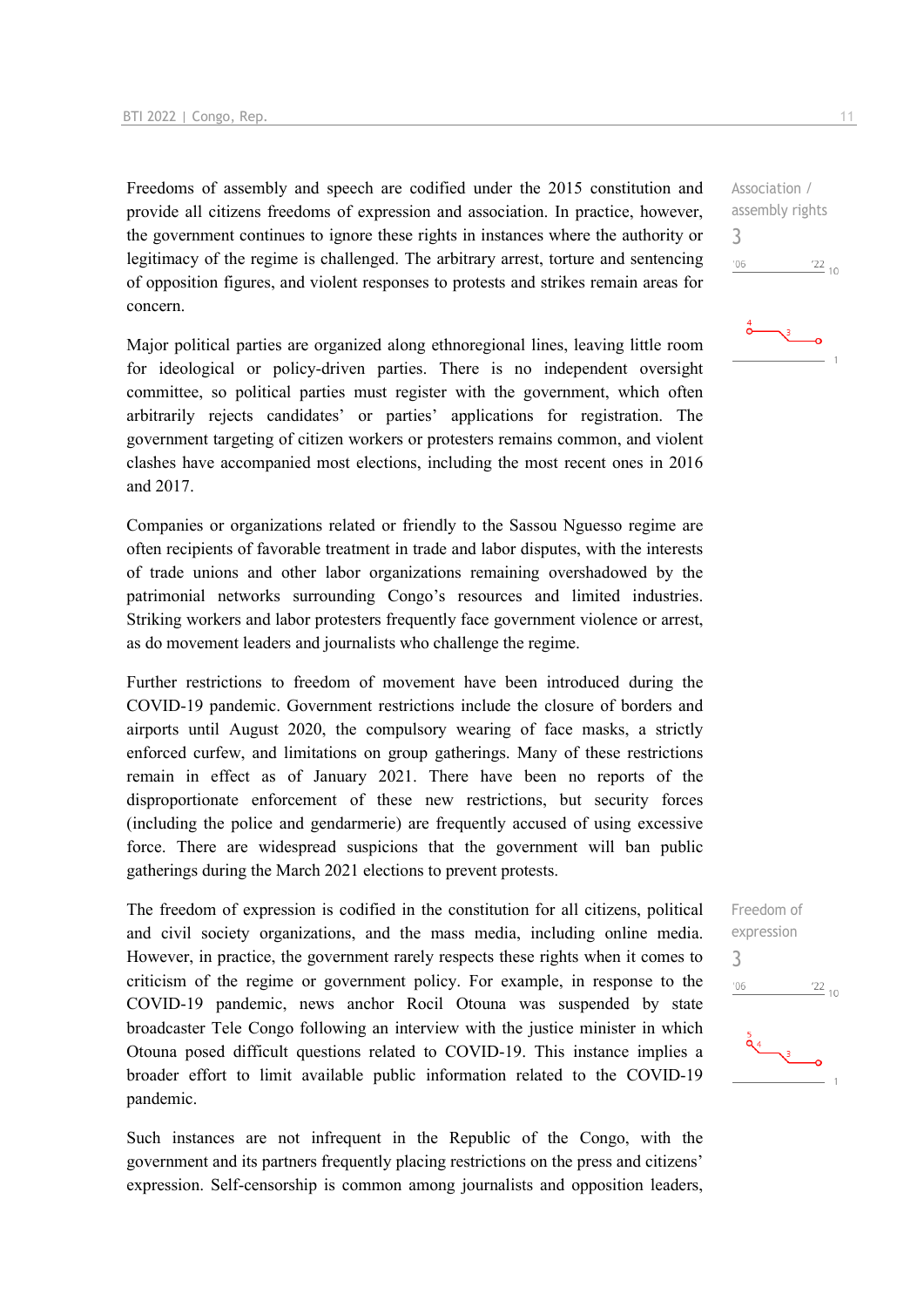Freedoms of assembly and speech are codified under the 2015 constitution and provide all citizens freedoms of expression and association. In practice, however, the government continues to ignore these rights in instances where the authority or legitimacy of the regime is challenged. The arbitrary arrest, torture and sentencing of opposition figures, and violent responses to protests and strikes remain areas for concern.

Association / assembly rights
3

Major political parties are organized along ethnoregional lines, leaving little room for ideological or policy-driven parties. There is no independent oversight committee, so political parties must register with the government, which often arbitrarily rejects candidates' or parties' applications for registration. The government targeting of citizen workers or protesters remains common, and violent clashes have accompanied most elections, including the most recent ones in 2016 and 2017.

Companies or organizations related or friendly to the Sassou Nguesso regime are often recipients of favorable treatment in trade and labor disputes, with the interests of trade unions and other labor organizations remaining overshadowed by the patrimonial networks surrounding Congo's resources and limited industries. Striking workers and labor protesters frequently face government violence or arrest, as do movement leaders and journalists who challenge the regime.

Further restrictions to freedom of movement have been introduced during the COVID-19 pandemic. Government restrictions include the closure of borders and airports until August 2020, the compulsory wearing of face masks, a strictly enforced curfew, and limitations on group gatherings. Many of these restrictions remain in effect as of January 2021. There have been no reports of the disproportionate enforcement of these new restrictions, but security forces (including the police and gendarmerie) are frequently accused of using excessive force. There are widespread suspicions that the government will ban public gatherings during the March 2021 elections to prevent protests.

The freedom of expression is codified in the constitution for all citizens, political and civil society organizations, and the mass media, including online media. However, in practice, the government rarely respects these rights when it comes to criticism of the regime or government policy. For example, in response to the COVID-19 pandemic, news anchor Rocil Otouna was suspended by state broadcaster Tele Congo following an interview with the justice minister in which Otouna posed difficult questions related to COVID-19. This instance implies a broader effort to limit available public information related to the COVID-19 pandemic.

Freedom of expression
3

Such instances are not infrequent in the Republic of the Congo, with the government and its partners frequently placing restrictions on the press and citizens' expression. Self-censorship is common among journalists and opposition leaders,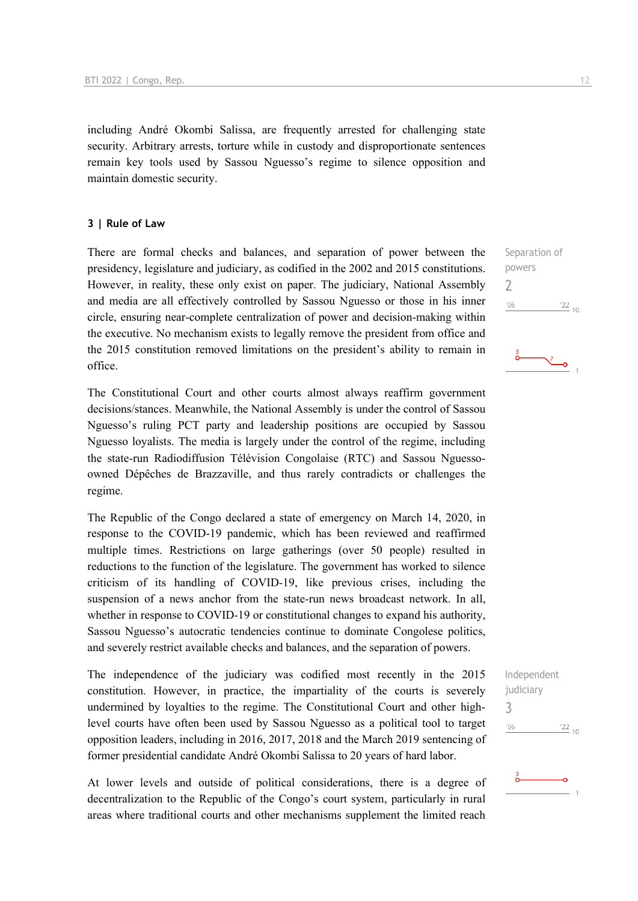including André Okombi Salissa, are frequently arrested for challenging state security. Arbitrary arrests, torture while in custody and disproportionate sentences remain key tools used by Sassou Nguesso's regime to silence opposition and maintain domestic security.

### 3 | Rule of Law

Separation of powers
2

There are formal checks and balances, and separation of power between the presidency, legislature and judiciary, as codified in the 2002 and 2015 constitutions. However, in reality, these only exist on paper. The judiciary, National Assembly and media are all effectively controlled by Sassou Nguesso or those in his inner circle, ensuring near-complete centralization of power and decision-making within the executive. No mechanism exists to legally remove the president from office and the 2015 constitution removed limitations on the president's ability to remain in office.

The Constitutional Court and other courts almost always reaffirm government decisions/stances. Meanwhile, the National Assembly is under the control of Sassou Nguesso's ruling PCT party and leadership positions are occupied by Sassou Nguesso loyalists. The media is largely under the control of the regime, including the state-run Radiodiffusion Télévision Congolaise (RTC) and Sassou Nguesso-owned Dépêches de Brazzaville, and thus rarely contradicts or challenges the regime.

The Republic of the Congo declared a state of emergency on March 14, 2020, in response to the COVID-19 pandemic, which has been reviewed and reaffirmed multiple times. Restrictions on large gatherings (over 50 people) resulted in reductions to the function of the legislature. The government has worked to silence criticism of its handling of COVID-19, like previous crises, including the suspension of a news anchor from the state-run news broadcast network. In all, whether in response to COVID-19 or constitutional changes to expand his authority, Sassou Nguesso's autocratic tendencies continue to dominate Congolese politics, and severely restrict available checks and balances, and the separation of powers.

Independent judiciary
3

The independence of the judiciary was codified most recently in the 2015 constitution. However, in practice, the impartiality of the courts is severely undermined by loyalties to the regime. The Constitutional Court and other high-level courts have often been used by Sassou Nguesso as a political tool to target opposition leaders, including in 2016, 2017, 2018 and the March 2019 sentencing of former presidential candidate André Okombi Salissa to 20 years of hard labor.

At lower levels and outside of political considerations, there is a degree of decentralization to the Republic of the Congo's court system, particularly in rural areas where traditional courts and other mechanisms supplement the limited reach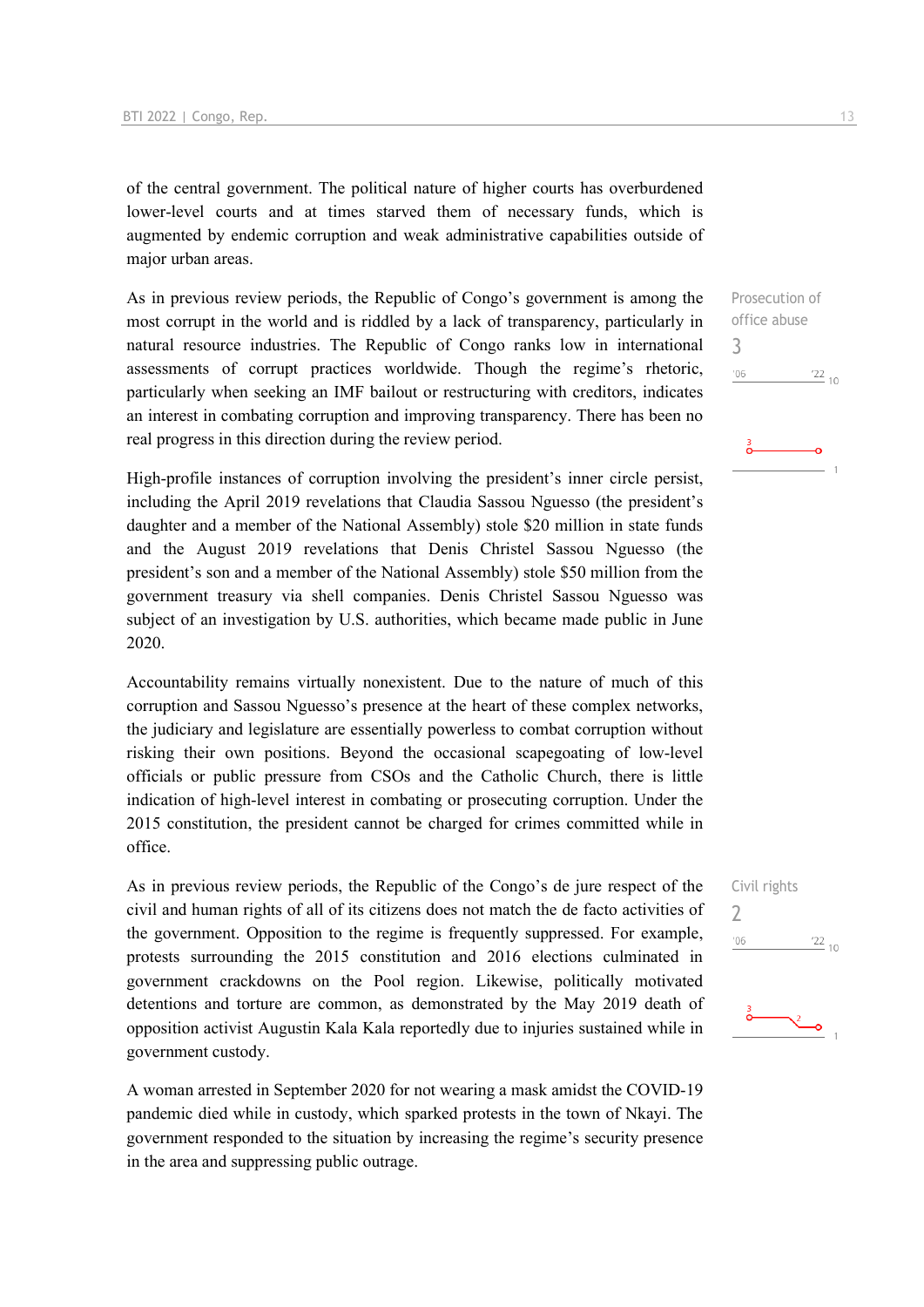of the central government. The political nature of higher courts has overburdened lower-level courts and at times starved them of necessary funds, which is augmented by endemic corruption and weak administrative capabilities outside of major urban areas.

Prosecution of office abuse

3

As in previous review periods, the Republic of Congo's government is among the most corrupt in the world and is riddled by a lack of transparency, particularly in natural resource industries. The Republic of Congo ranks low in international assessments of corrupt practices worldwide. Though the regime's rhetoric, particularly when seeking an IMF bailout or restructuring with creditors, indicates an interest in combating corruption and improving transparency. There has been no real progress in this direction during the review period.

High-profile instances of corruption involving the president's inner circle persist, including the April 2019 revelations that Claudia Sassou Nguesso (the president's daughter and a member of the National Assembly) stole $20 million in state funds and the August 2019 revelations that Denis Christel Sassou Nguesso (the president's son and a member of the National Assembly) stole $50 million from the government treasury via shell companies. Denis Christel Sassou Nguesso was subject of an investigation by U.S. authorities, which became made public in June 2020.

Accountability remains virtually nonexistent. Due to the nature of much of this corruption and Sassou Nguesso's presence at the heart of these complex networks, the judiciary and legislature are essentially powerless to combat corruption without risking their own positions. Beyond the occasional scapegoating of low-level officials or public pressure from CSOs and the Catholic Church, there is little indication of high-level interest in combating or prosecuting corruption. Under the 2015 constitution, the president cannot be charged for crimes committed while in office.

Civil rights

2

As in previous review periods, the Republic of the Congo's de jure respect of the civil and human rights of all of its citizens does not match the de facto activities of the government. Opposition to the regime is frequently suppressed. For example, protests surrounding the 2015 constitution and 2016 elections culminated in government crackdowns on the Pool region. Likewise, politically motivated detentions and torture are common, as demonstrated by the May 2019 death of opposition activist Augustin Kala Kala reportedly due to injuries sustained while in government custody.

A woman arrested in September 2020 for not wearing a mask amidst the COVID-19 pandemic died while in custody, which sparked protests in the town of Nkayi. The government responded to the situation by increasing the regime's security presence in the area and suppressing public outrage.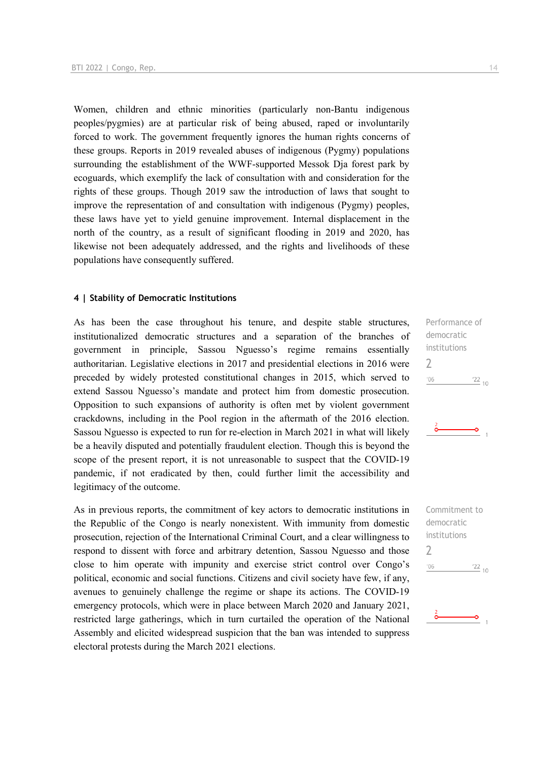Women, children and ethnic minorities (particularly non-Bantu indigenous peoples/pygmies) are at particular risk of being abused, raped or involuntarily forced to work. The government frequently ignores the human rights concerns of these groups. Reports in 2019 revealed abuses of indigenous (Pygmy) populations surrounding the establishment of the WWF-supported Messok Dja forest park by ecoguards, which exemplify the lack of consultation with and consideration for the rights of these groups. Though 2019 saw the introduction of laws that sought to improve the representation of and consultation with indigenous (Pygmy) peoples, these laws have yet to yield genuine improvement. Internal displacement in the north of the country, as a result of significant flooding in 2019 and 2020, has likewise not been adequately addressed, and the rights and livelihoods of these populations have consequently suffered.

#### 4 | Stability of Democratic Institutions

Performance of democratic institutions
2

As has been the case throughout his tenure, and despite stable structures, institutionalized democratic structures and a separation of the branches of government in principle, Sassou Nguesso's regime remains essentially authoritarian. Legislative elections in 2017 and presidential elections in 2016 were preceded by widely protested constitutional changes in 2015, which served to extend Sassou Nguesso's mandate and protect him from domestic prosecution. Opposition to such expansions of authority is often met by violent government crackdowns, including in the Pool region in the aftermath of the 2016 election. Sassou Nguesso is expected to run for re-election in March 2021 in what will likely be a heavily disputed and potentially fraudulent election. Though this is beyond the scope of the present report, it is not unreasonable to suspect that the COVID-19 pandemic, if not eradicated by then, could further limit the accessibility and legitimacy of the outcome.

Commitment to democratic institutions
2

As in previous reports, the commitment of key actors to democratic institutions in the Republic of the Congo is nearly nonexistent. With immunity from domestic prosecution, rejection of the International Criminal Court, and a clear willingness to respond to dissent with force and arbitrary detention, Sassou Nguesso and those close to him operate with impunity and exercise strict control over Congo's political, economic and social functions. Citizens and civil society have few, if any, avenues to genuinely challenge the regime or shape its actions. The COVID-19 emergency protocols, which were in place between March 2020 and January 2021, restricted large gatherings, which in turn curtailed the operation of the National Assembly and elicited widespread suspicion that the ban was intended to suppress electoral protests during the March 2021 elections.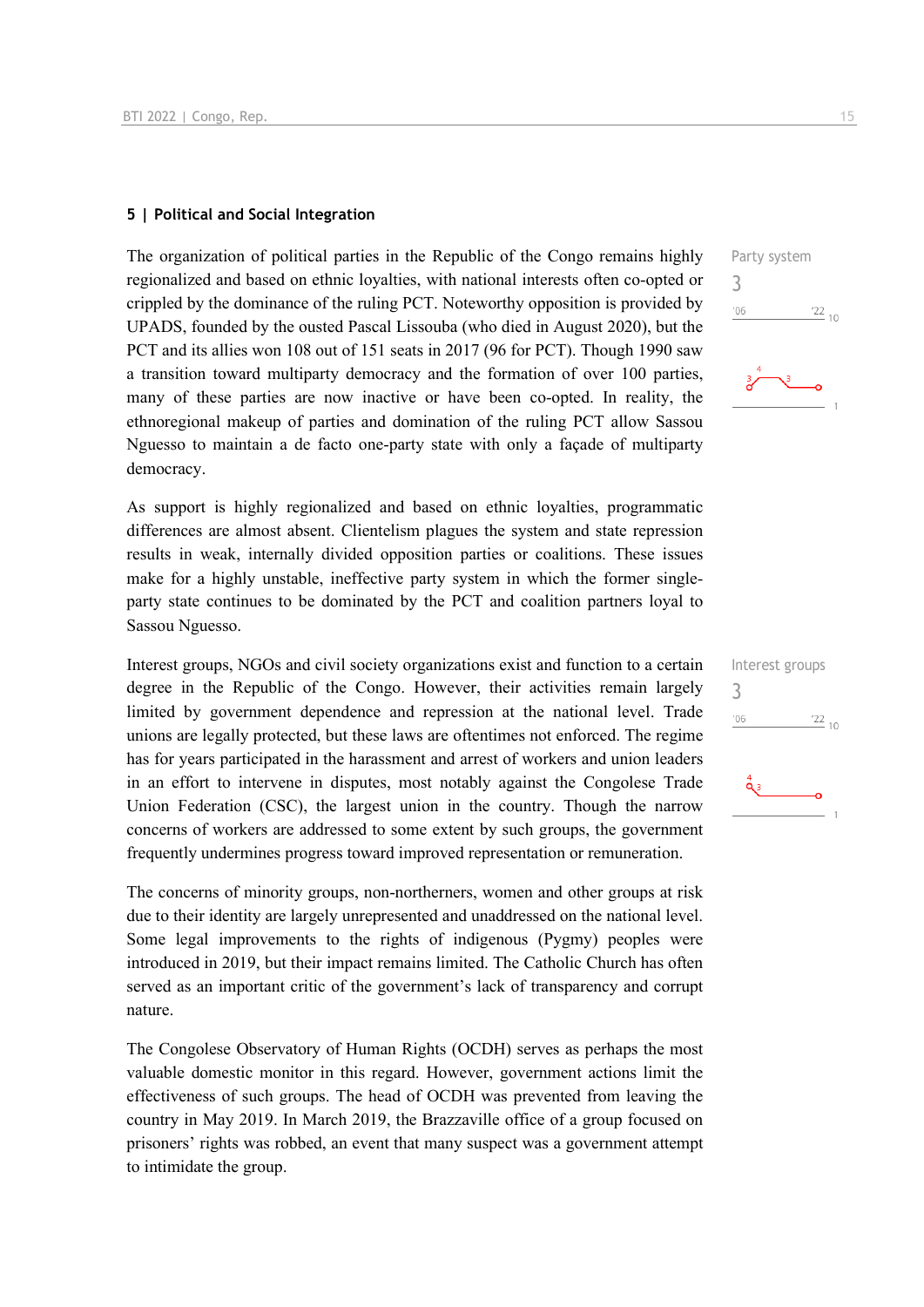## 5 | Political and Social Integration

Party system
3

The organization of political parties in the Republic of the Congo remains highly regionalized and based on ethnic loyalties, with national interests often co-opted or crippled by the dominance of the ruling PCT. Noteworthy opposition is provided by UPADS, founded by the ousted Pascal Lissouba (who died in August 2020), but the PCT and its allies won 108 out of 151 seats in 2017 (96 for PCT). Though 1990 saw a transition toward multiparty democracy and the formation of over 100 parties, many of these parties are now inactive or have been co-opted. In reality, the ethnoregional makeup of parties and domination of the ruling PCT allow Sassou Nguesso to maintain a de facto one-party state with only a façade of multiparty democracy.

As support is highly regionalized and based on ethnic loyalties, programmatic differences are almost absent. Clientelism plagues the system and state repression results in weak, internally divided opposition parties or coalitions. These issues make for a highly unstable, ineffective party system in which the former single-party state continues to be dominated by the PCT and coalition partners loyal to Sassou Nguesso.

Interest groups
3

Interest groups, NGOs and civil society organizations exist and function to a certain degree in the Republic of the Congo. However, their activities remain largely limited by government dependence and repression at the national level. Trade unions are legally protected, but these laws are oftentimes not enforced. The regime has for years participated in the harassment and arrest of workers and union leaders in an effort to intervene in disputes, most notably against the Congolese Trade Union Federation (CSC), the largest union in the country. Though the narrow concerns of workers are addressed to some extent by such groups, the government frequently undermines progress toward improved representation or remuneration.

The concerns of minority groups, non-northerners, women and other groups at risk due to their identity are largely unrepresented and unaddressed on the national level. Some legal improvements to the rights of indigenous (Pygmy) peoples were introduced in 2019, but their impact remains limited. The Catholic Church has often served as an important critic of the government's lack of transparency and corrupt nature.

The Congolese Observatory of Human Rights (OCDH) serves as perhaps the most valuable domestic monitor in this regard. However, government actions limit the effectiveness of such groups. The head of OCDH was prevented from leaving the country in May 2019. In March 2019, the Brazzaville office of a group focused on prisoners' rights was robbed, an event that many suspect was a government attempt to intimidate the group.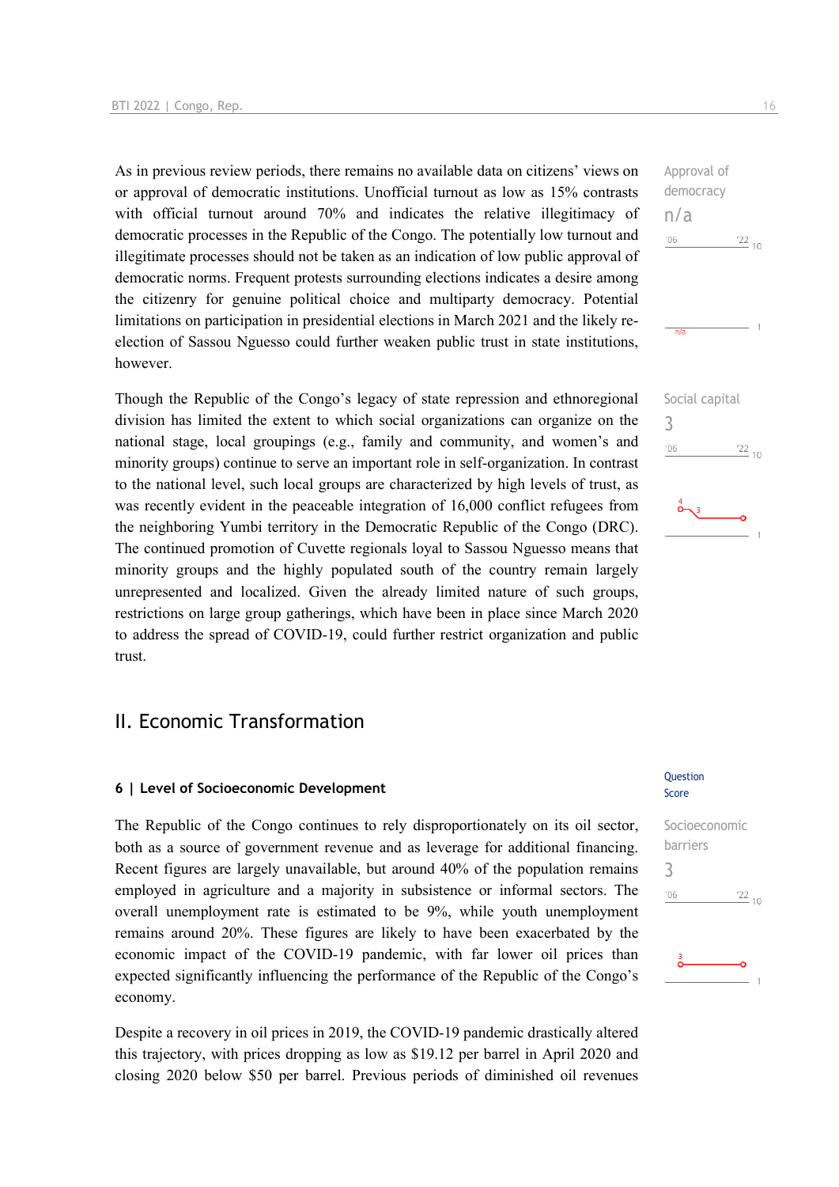As in previous review periods, there remains no available data on citizens' views on or approval of democratic institutions. Unofficial turnout as low as 15% contrasts with official turnout around 70% and indicates the relative illegitimacy of democratic processes in the Republic of the Congo. The potentially low turnout and illegitimate processes should not be taken as an indication of low public approval of democratic norms. Frequent protests surrounding elections indicates a desire among the citizenry for genuine political choice and multiparty democracy. Potential limitations on participation in presidential elections in March 2021 and the likely re-election of Sassou Nguesso could further weaken public trust in state institutions, however.

Approval of democracy
n/a

Though the Republic of the Congo's legacy of state repression and ethnoregional division has limited the extent to which social organizations can organize on the national stage, local groupings (e.g., family and community, and women's and minority groups) continue to serve an important role in self-organization. In contrast to the national level, such local groups are characterized by high levels of trust, as was recently evident in the peaceable integration of 16,000 conflict refugees from the neighboring Yumbi territory in the Democratic Republic of the Congo (DRC). The continued promotion of Cuvette regionals loyal to Sassou Nguesso means that minority groups and the highly populated south of the country remain largely unrepresented and localized. Given the already limited nature of such groups, restrictions on large group gatherings, which have been in place since March 2020 to address the spread of COVID-19, could further restrict organization and public trust.

Social capital
3

## II. Economic Transformation

### 6 | Level of Socioeconomic Development

Question Score

The Republic of the Congo continues to rely disproportionately on its oil sector, both as a source of government revenue and as leverage for additional financing. Recent figures are largely unavailable, but around 40% of the population remains employed in agriculture and a majority in subsistence or informal sectors. The overall unemployment rate is estimated to be 9%, while youth unemployment remains around 20%. These figures are likely to have been exacerbated by the economic impact of the COVID-19 pandemic, with far lower oil prices than expected significantly influencing the performance of the Republic of the Congo's economy.

Socioeconomic barriers
3

Despite a recovery in oil prices in 2019, the COVID-19 pandemic drastically altered this trajectory, with prices dropping as low as $19.12 per barrel in April 2020 and closing 2020 below $50 per barrel. Previous periods of diminished oil revenues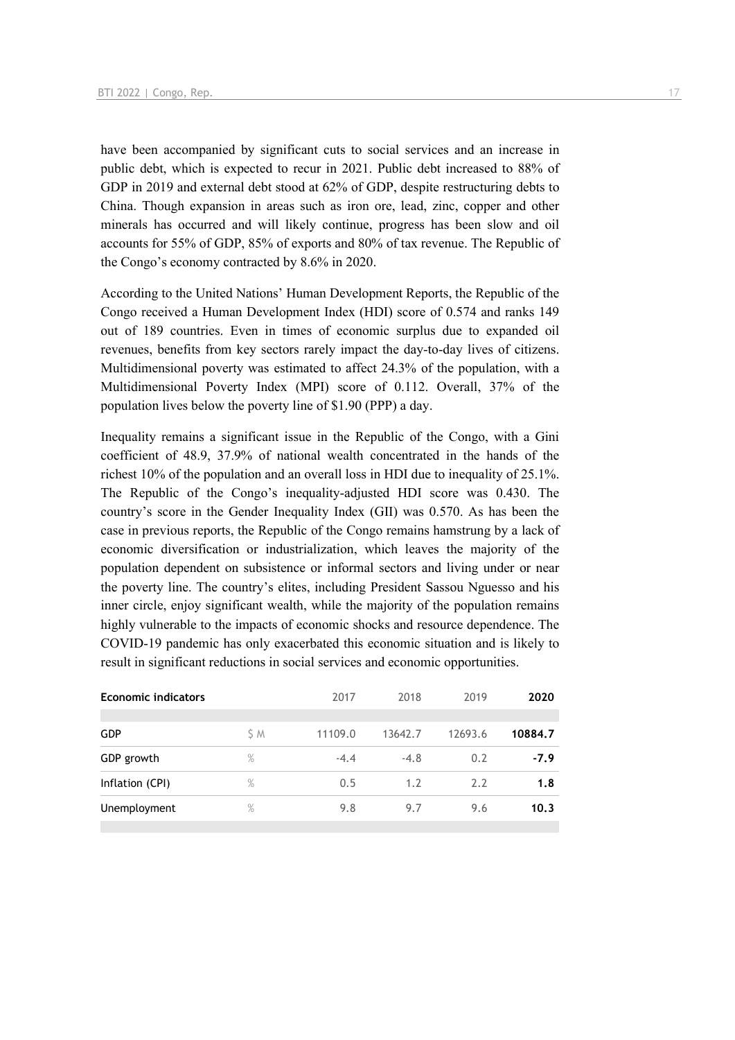have been accompanied by significant cuts to social services and an increase in public debt, which is expected to recur in 2021. Public debt increased to 88% of GDP in 2019 and external debt stood at 62% of GDP, despite restructuring debts to China. Though expansion in areas such as iron ore, lead, zinc, copper and other minerals has occurred and will likely continue, progress has been slow and oil accounts for 55% of GDP, 85% of exports and 80% of tax revenue. The Republic of the Congo's economy contracted by 8.6% in 2020.

According to the United Nations' Human Development Reports, the Republic of the Congo received a Human Development Index (HDI) score of 0.574 and ranks 149 out of 189 countries. Even in times of economic surplus due to expanded oil revenues, benefits from key sectors rarely impact the day-to-day lives of citizens. Multidimensional poverty was estimated to affect 24.3% of the population, with a Multidimensional Poverty Index (MPI) score of 0.112. Overall, 37% of the population lives below the poverty line of $1.90 (PPP) a day.

Inequality remains a significant issue in the Republic of the Congo, with a Gini coefficient of 48.9, 37.9% of national wealth concentrated in the hands of the richest 10% of the population and an overall loss in HDI due to inequality of 25.1%. The Republic of the Congo's inequality-adjusted HDI score was 0.430. The country's score in the Gender Inequality Index (GII) was 0.570. As has been the case in previous reports, the Republic of the Congo remains hamstrung by a lack of economic diversification or industrialization, which leaves the majority of the population dependent on subsistence or informal sectors and living under or near the poverty line. The country's elites, including President Sassou Nguesso and his inner circle, enjoy significant wealth, while the majority of the population remains highly vulnerable to the impacts of economic shocks and resource dependence. The COVID-19 pandemic has only exacerbated this economic situation and is likely to result in significant reductions in social services and economic opportunities.

| **Economic indicators** | | 2017 | 2018 | 2019 | **2020** |
|---|---|---|---|---|---|
| GDP | $ M | 11109.0 | 13642.7 | 12693.6 | **10884.7** |
| GDP growth | % | -4.4 | -4.8 | 0.2 | **-7.9** |
| Inflation (CPI) | % | 0.5 | 1.2 | 2.2 | **1.8** |
| Unemployment | % | 9.8 | 9.7 | 9.6 | **10.3** |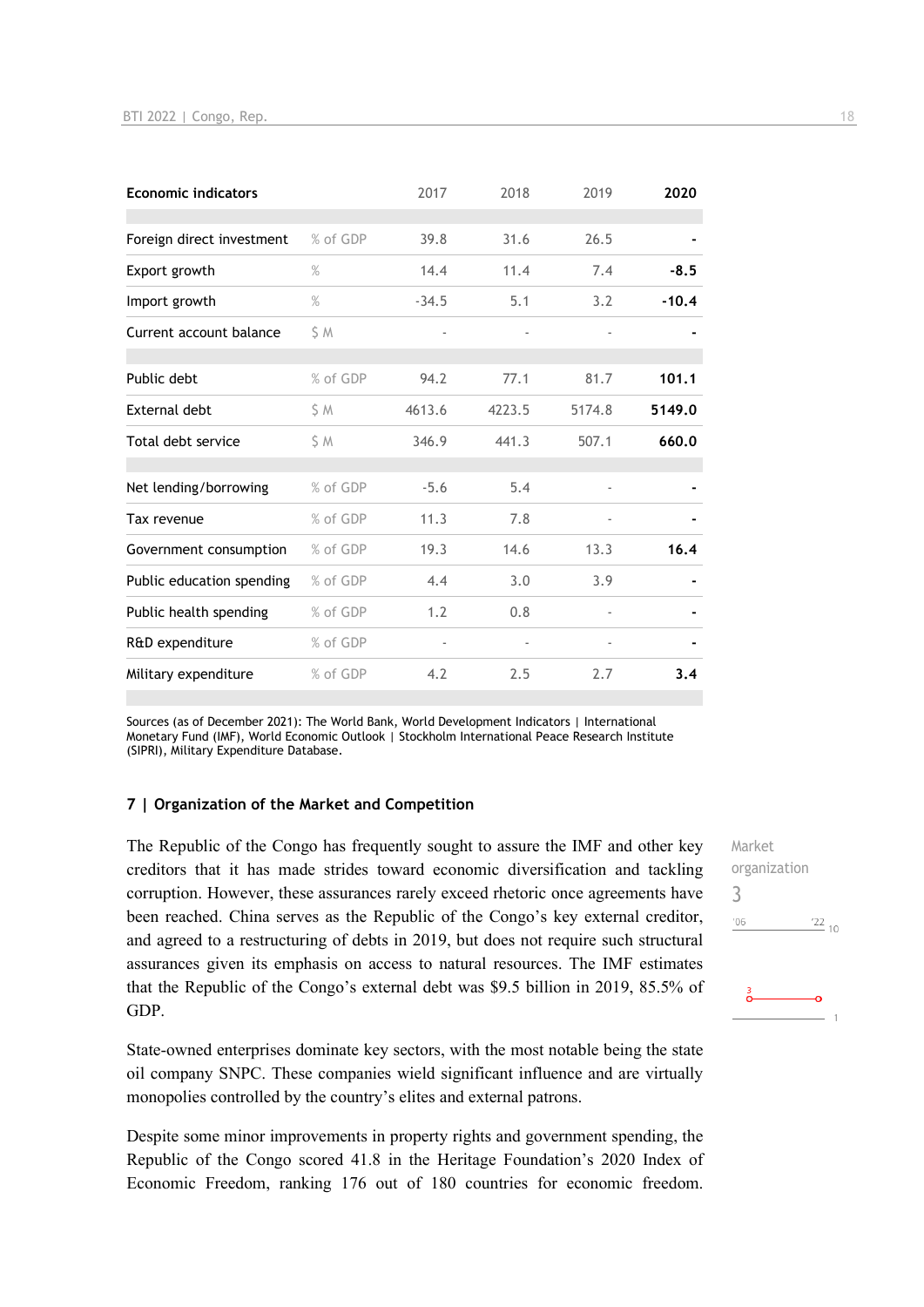| Economic indicators | | 2017 | 2018 | 2019 | 2020 |
|---|---|---|---|---|---|
| Foreign direct investment | % of GDP | 39.8 | 31.6 | 26.5 | - |
| Export growth | % | 14.4 | 11.4 | 7.4 | -8.5 |
| Import growth | % | -34.5 | 5.1 | 3.2 | -10.4 |
| Current account balance | $ M | - | - | - | - |
| Public debt | % of GDP | 94.2 | 77.1 | 81.7 | 101.1 |
| External debt | $ M | 4613.6 | 4223.5 | 5174.8 | 5149.0 |
| Total debt service | $ M | 346.9 | 441.3 | 507.1 | 660.0 |
| Net lending/borrowing | % of GDP | -5.6 | 5.4 | - | - |
| Tax revenue | % of GDP | 11.3 | 7.8 | - | - |
| Government consumption | % of GDP | 19.3 | 14.6 | 13.3 | 16.4 |
| Public education spending | % of GDP | 4.4 | 3.0 | 3.9 | - |
| Public health spending | % of GDP | 1.2 | 0.8 | - | - |
| R&D expenditure | % of GDP | - | - | - | - |
| Military expenditure | % of GDP | 4.2 | 2.5 | 2.7 | 3.4 |

Sources (as of December 2021): The World Bank, World Development Indicators | International Monetary Fund (IMF), World Economic Outlook | Stockholm International Peace Research Institute (SIPRI), Military Expenditure Database.

## 7 | Organization of the Market and Competition

Market organization
3

The Republic of the Congo has frequently sought to assure the IMF and other key creditors that it has made strides toward economic diversification and tackling corruption. However, these assurances rarely exceed rhetoric once agreements have been reached. China serves as the Republic of the Congo's key external creditor, and agreed to a restructuring of debts in 2019, but does not require such structural assurances given its emphasis on access to natural resources. The IMF estimates that the Republic of the Congo's external debt was $9.5 billion in 2019, 85.5% of GDP.

State-owned enterprises dominate key sectors, with the most notable being the state oil company SNPC. These companies wield significant influence and are virtually monopolies controlled by the country's elites and external patrons.

Despite some minor improvements in property rights and government spending, the Republic of the Congo scored 41.8 in the Heritage Foundation's 2020 Index of Economic Freedom, ranking 176 out of 180 countries for economic freedom.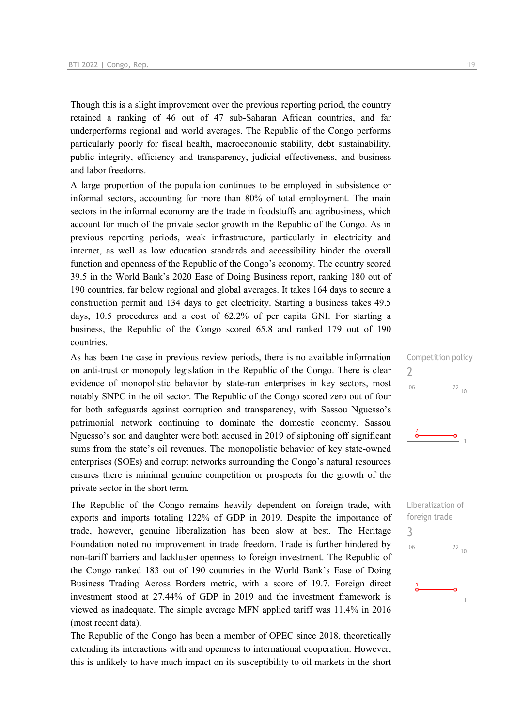Though this is a slight improvement over the previous reporting period, the country retained a ranking of 46 out of 47 sub-Saharan African countries, and far underperforms regional and world averages. The Republic of the Congo performs particularly poorly for fiscal health, macroeconomic stability, debt sustainability, public integrity, efficiency and transparency, judicial effectiveness, and business and labor freedoms.

A large proportion of the population continues to be employed in subsistence or informal sectors, accounting for more than 80% of total employment. The main sectors in the informal economy are the trade in foodstuffs and agribusiness, which account for much of the private sector growth in the Republic of the Congo. As in previous reporting periods, weak infrastructure, particularly in electricity and internet, as well as low education standards and accessibility hinder the overall function and openness of the Republic of the Congo's economy. The country scored 39.5 in the World Bank's 2020 Ease of Doing Business report, ranking 180 out of 190 countries, far below regional and global averages. It takes 164 days to secure a construction permit and 134 days to get electricity. Starting a business takes 49.5 days, 10.5 procedures and a cost of 62.2% of per capita GNI. For starting a business, the Republic of the Congo scored 65.8 and ranked 179 out of 190 countries.

Competition policy
2

As has been the case in previous review periods, there is no available information on anti-trust or monopoly legislation in the Republic of the Congo. There is clear evidence of monopolistic behavior by state-run enterprises in key sectors, most notably SNPC in the oil sector. The Republic of the Congo scored zero out of four for both safeguards against corruption and transparency, with Sassou Nguesso's patrimonial network continuing to dominate the domestic economy. Sassou Nguesso's son and daughter were both accused in 2019 of siphoning off significant sums from the state's oil revenues. The monopolistic behavior of key state-owned enterprises (SOEs) and corrupt networks surrounding the Congo's natural resources ensures there is minimal genuine competition or prospects for the growth of the private sector in the short term.

Liberalization of foreign trade
3

The Republic of the Congo remains heavily dependent on foreign trade, with exports and imports totaling 122% of GDP in 2019. Despite the importance of trade, however, genuine liberalization has been slow at best. The Heritage Foundation noted no improvement in trade freedom. Trade is further hindered by non-tariff barriers and lackluster openness to foreign investment. The Republic of the Congo ranked 183 out of 190 countries in the World Bank's Ease of Doing Business Trading Across Borders metric, with a score of 19.7. Foreign direct investment stood at 27.44% of GDP in 2019 and the investment framework is viewed as inadequate. The simple average MFN applied tariff was 11.4% in 2016 (most recent data).

The Republic of the Congo has been a member of OPEC since 2018, theoretically extending its interactions with and openness to international cooperation. However, this is unlikely to have much impact on its susceptibility to oil markets in the short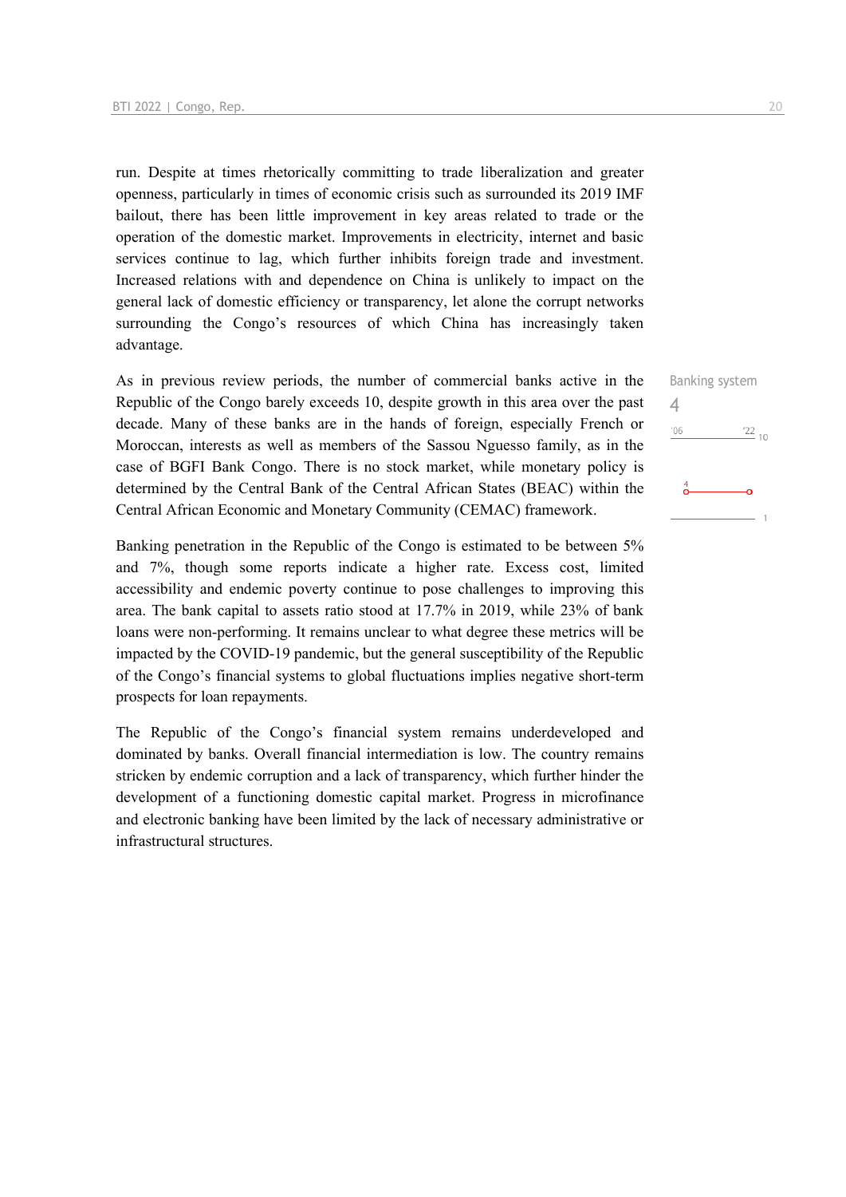run. Despite at times rhetorically committing to trade liberalization and greater openness, particularly in times of economic crisis such as surrounded its 2019 IMF bailout, there has been little improvement in key areas related to trade or the operation of the domestic market. Improvements in electricity, internet and basic services continue to lag, which further inhibits foreign trade and investment. Increased relations with and dependence on China is unlikely to impact on the general lack of domestic efficiency or transparency, let alone the corrupt networks surrounding the Congo's resources of which China has increasingly taken advantage.

Banking system

4

As in previous review periods, the number of commercial banks active in the Republic of the Congo barely exceeds 10, despite growth in this area over the past decade. Many of these banks are in the hands of foreign, especially French or Moroccan, interests as well as members of the Sassou Nguesso family, as in the case of BGFI Bank Congo. There is no stock market, while monetary policy is determined by the Central Bank of the Central African States (BEAC) within the Central African Economic and Monetary Community (CEMAC) framework.

Banking penetration in the Republic of the Congo is estimated to be between 5% and 7%, though some reports indicate a higher rate. Excess cost, limited accessibility and endemic poverty continue to pose challenges to improving this area. The bank capital to assets ratio stood at 17.7% in 2019, while 23% of bank loans were non-performing. It remains unclear to what degree these metrics will be impacted by the COVID-19 pandemic, but the general susceptibility of the Republic of the Congo's financial systems to global fluctuations implies negative short-term prospects for loan repayments.

The Republic of the Congo's financial system remains underdeveloped and dominated by banks. Overall financial intermediation is low. The country remains stricken by endemic corruption and a lack of transparency, which further hinder the development of a functioning domestic capital market. Progress in microfinance and electronic banking have been limited by the lack of necessary administrative or infrastructural structures.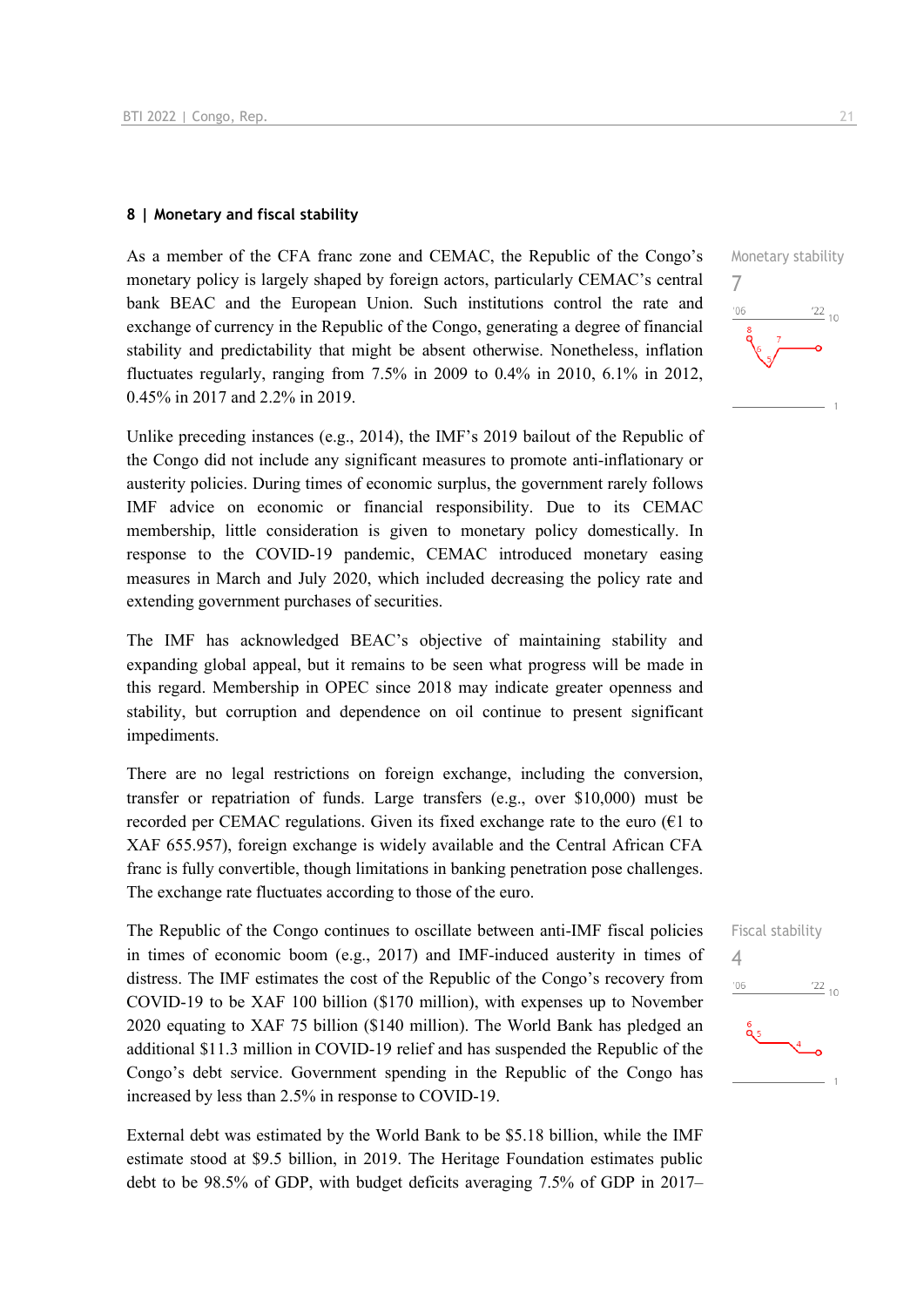## 8 | Monetary and fiscal stability

Monetary stability
7

As a member of the CFA franc zone and CEMAC, the Republic of the Congo's monetary policy is largely shaped by foreign actors, particularly CEMAC's central bank BEAC and the European Union. Such institutions control the rate and exchange of currency in the Republic of the Congo, generating a degree of financial stability and predictability that might be absent otherwise. Nonetheless, inflation fluctuates regularly, ranging from 7.5% in 2009 to 0.4% in 2010, 6.1% in 2012, 0.45% in 2017 and 2.2% in 2019.

Unlike preceding instances (e.g., 2014), the IMF's 2019 bailout of the Republic of the Congo did not include any significant measures to promote anti-inflationary or austerity policies. During times of economic surplus, the government rarely follows IMF advice on economic or financial responsibility. Due to its CEMAC membership, little consideration is given to monetary policy domestically. In response to the COVID-19 pandemic, CEMAC introduced monetary easing measures in March and July 2020, which included decreasing the policy rate and extending government purchases of securities.

The IMF has acknowledged BEAC's objective of maintaining stability and expanding global appeal, but it remains to be seen what progress will be made in this regard. Membership in OPEC since 2018 may indicate greater openness and stability, but corruption and dependence on oil continue to present significant impediments.

There are no legal restrictions on foreign exchange, including the conversion, transfer or repatriation of funds. Large transfers (e.g., over $10,000) must be recorded per CEMAC regulations. Given its fixed exchange rate to the euro (€1 to XAF 655.957), foreign exchange is widely available and the Central African CFA franc is fully convertible, though limitations in banking penetration pose challenges. The exchange rate fluctuates according to those of the euro.

Fiscal stability
4

The Republic of the Congo continues to oscillate between anti-IMF fiscal policies in times of economic boom (e.g., 2017) and IMF-induced austerity in times of distress. The IMF estimates the cost of the Republic of the Congo's recovery from COVID-19 to be XAF 100 billion ($170 million), with expenses up to November 2020 equating to XAF 75 billion ($140 million). The World Bank has pledged an additional $11.3 million in COVID-19 relief and has suspended the Republic of the Congo's debt service. Government spending in the Republic of the Congo has increased by less than 2.5% in response to COVID-19.

External debt was estimated by the World Bank to be $5.18 billion, while the IMF estimate stood at $9.5 billion, in 2019. The Heritage Foundation estimates public debt to be 98.5% of GDP, with budget deficits averaging 7.5% of GDP in 2017–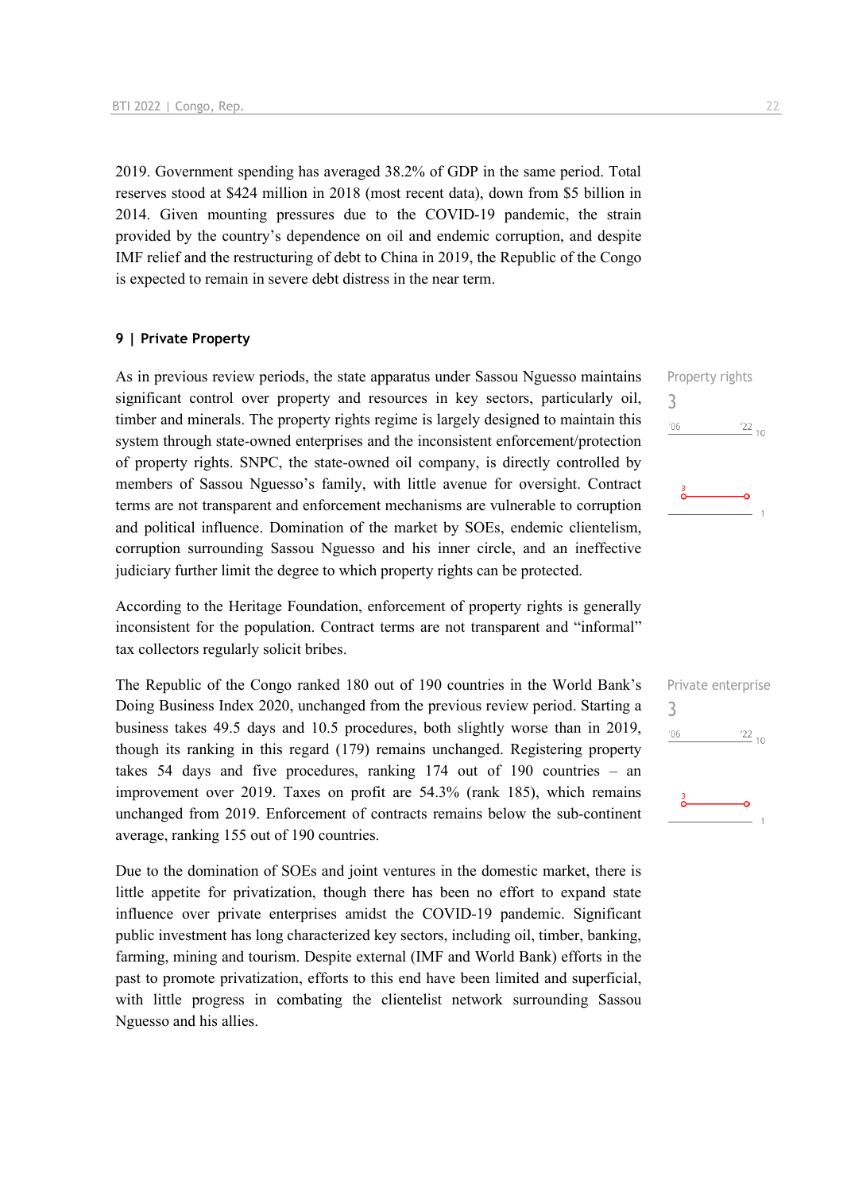2019. Government spending has averaged 38.2% of GDP in the same period. Total reserves stood at $424 million in 2018 (most recent data), down from $5 billion in 2014. Given mounting pressures due to the COVID-19 pandemic, the strain provided by the country's dependence on oil and endemic corruption, and despite IMF relief and the restructuring of debt to China in 2019, the Republic of the Congo is expected to remain in severe debt distress in the near term.

## 9 | Private Property

Property rights
3

As in previous review periods, the state apparatus under Sassou Nguesso maintains significant control over property and resources in key sectors, particularly oil, timber and minerals. The property rights regime is largely designed to maintain this system through state-owned enterprises and the inconsistent enforcement/protection of property rights. SNPC, the state-owned oil company, is directly controlled by members of Sassou Nguesso's family, with little avenue for oversight. Contract terms are not transparent and enforcement mechanisms are vulnerable to corruption and political influence. Domination of the market by SOEs, endemic clientelism, corruption surrounding Sassou Nguesso and his inner circle, and an ineffective judiciary further limit the degree to which property rights can be protected.

According to the Heritage Foundation, enforcement of property rights is generally inconsistent for the population. Contract terms are not transparent and "informal" tax collectors regularly solicit bribes.

The Republic of the Congo ranked 180 out of 190 countries in the World Bank's Doing Business Index 2020, unchanged from the previous review period. Starting a business takes 49.5 days and 10.5 procedures, both slightly worse than in 2019, though its ranking in this regard (179) remains unchanged. Registering property takes 54 days and five procedures, ranking 174 out of 190 countries – an improvement over 2019. Taxes on profit are 54.3% (rank 185), which remains unchanged from 2019. Enforcement of contracts remains below the sub-continent average, ranking 155 out of 190 countries.

Private enterprise
3

Due to the domination of SOEs and joint ventures in the domestic market, there is little appetite for privatization, though there has been no effort to expand state influence over private enterprises amidst the COVID-19 pandemic. Significant public investment has long characterized key sectors, including oil, timber, banking, farming, mining and tourism. Despite external (IMF and World Bank) efforts in the past to promote privatization, efforts to this end have been limited and superficial, with little progress in combating the clientelist network surrounding Sassou Nguesso and his allies.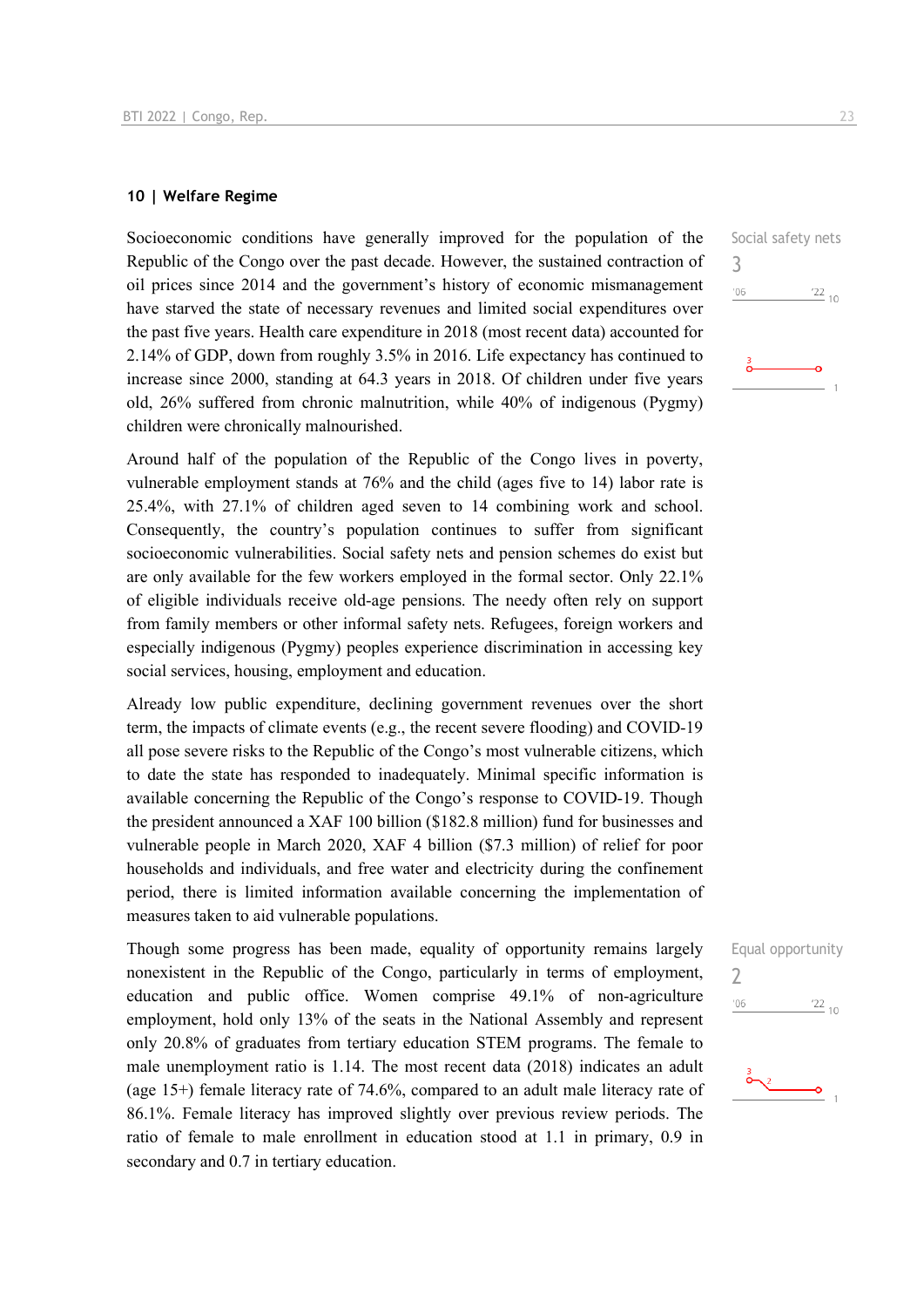### 10 | Welfare Regime

Social safety nets

3

Socioeconomic conditions have generally improved for the population of the Republic of the Congo over the past decade. However, the sustained contraction of oil prices since 2014 and the government's history of economic mismanagement have starved the state of necessary revenues and limited social expenditures over the past five years. Health care expenditure in 2018 (most recent data) accounted for 2.14% of GDP, down from roughly 3.5% in 2016. Life expectancy has continued to increase since 2000, standing at 64.3 years in 2018. Of children under five years old, 26% suffered from chronic malnutrition, while 40% of indigenous (Pygmy) children were chronically malnourished.

Around half of the population of the Republic of the Congo lives in poverty, vulnerable employment stands at 76% and the child (ages five to 14) labor rate is 25.4%, with 27.1% of children aged seven to 14 combining work and school. Consequently, the country's population continues to suffer from significant socioeconomic vulnerabilities. Social safety nets and pension schemes do exist but are only available for the few workers employed in the formal sector. Only 22.1% of eligible individuals receive old-age pensions. The needy often rely on support from family members or other informal safety nets. Refugees, foreign workers and especially indigenous (Pygmy) peoples experience discrimination in accessing key social services, housing, employment and education.

Already low public expenditure, declining government revenues over the short term, the impacts of climate events (e.g., the recent severe flooding) and COVID-19 all pose severe risks to the Republic of the Congo's most vulnerable citizens, which to date the state has responded to inadequately. Minimal specific information is available concerning the Republic of the Congo's response to COVID-19. Though the president announced a XAF 100 billion ($182.8 million) fund for businesses and vulnerable people in March 2020, XAF 4 billion ($7.3 million) of relief for poor households and individuals, and free water and electricity during the confinement period, there is limited information available concerning the implementation of measures taken to aid vulnerable populations.

Equal opportunity

2

Though some progress has been made, equality of opportunity remains largely nonexistent in the Republic of the Congo, particularly in terms of employment, education and public office. Women comprise 49.1% of non-agriculture employment, hold only 13% of the seats in the National Assembly and represent only 20.8% of graduates from tertiary education STEM programs. The female to male unemployment ratio is 1.14. The most recent data (2018) indicates an adult (age 15+) female literacy rate of 74.6%, compared to an adult male literacy rate of 86.1%. Female literacy has improved slightly over previous review periods. The ratio of female to male enrollment in education stood at 1.1 in primary, 0.9 in secondary and 0.7 in tertiary education.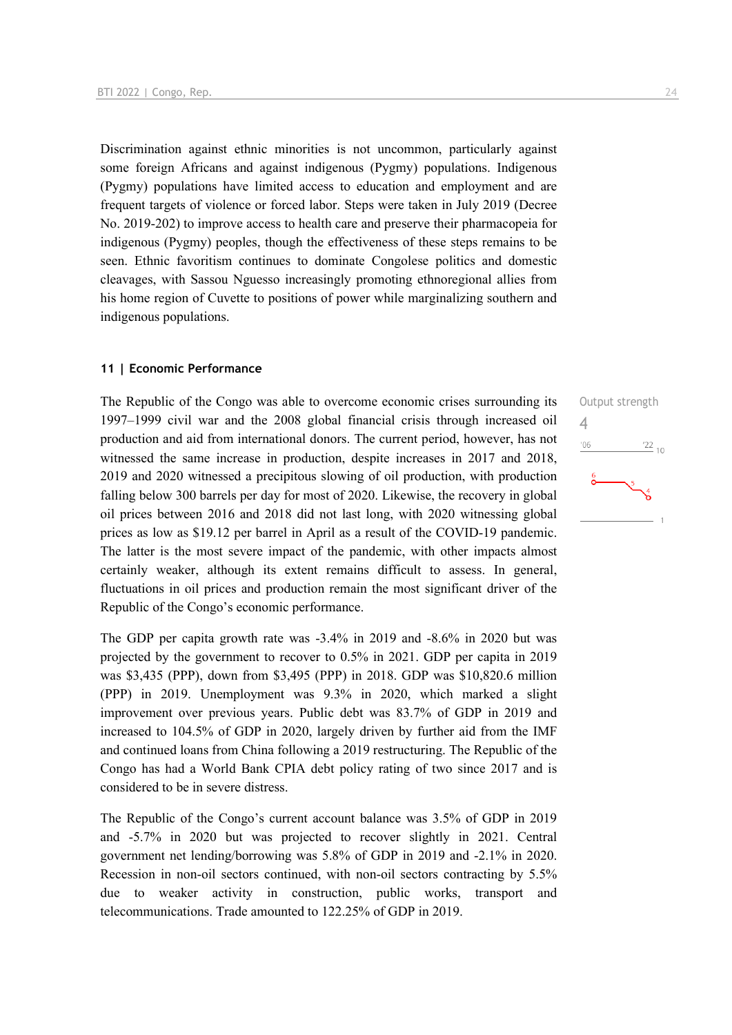Discrimination against ethnic minorities is not uncommon, particularly against some foreign Africans and against indigenous (Pygmy) populations. Indigenous (Pygmy) populations have limited access to education and employment and are frequent targets of violence or forced labor. Steps were taken in July 2019 (Decree No. 2019-202) to improve access to health care and preserve their pharmacopeia for indigenous (Pygmy) peoples, though the effectiveness of these steps remains to be seen. Ethnic favoritism continues to dominate Congolese politics and domestic cleavages, with Sassou Nguesso increasingly promoting ethnoregional allies from his home region of Cuvette to positions of power while marginalizing southern and indigenous populations.

### 11 | Economic Performance

Output strength
4

The Republic of the Congo was able to overcome economic crises surrounding its 1997–1999 civil war and the 2008 global financial crisis through increased oil production and aid from international donors. The current period, however, has not witnessed the same increase in production, despite increases in 2017 and 2018, 2019 and 2020 witnessed a precipitous slowing of oil production, with production falling below 300 barrels per day for most of 2020. Likewise, the recovery in global oil prices between 2016 and 2018 did not last long, with 2020 witnessing global prices as low as $19.12 per barrel in April as a result of the COVID-19 pandemic. The latter is the most severe impact of the pandemic, with other impacts almost certainly weaker, although its extent remains difficult to assess. In general, fluctuations in oil prices and production remain the most significant driver of the Republic of the Congo's economic performance.

The GDP per capita growth rate was -3.4% in 2019 and -8.6% in 2020 but was projected by the government to recover to 0.5% in 2021. GDP per capita in 2019 was $3,435 (PPP), down from $3,495 (PPP) in 2018. GDP was $10,820.6 million (PPP) in 2019. Unemployment was 9.3% in 2020, which marked a slight improvement over previous years. Public debt was 83.7% of GDP in 2019 and increased to 104.5% of GDP in 2020, largely driven by further aid from the IMF and continued loans from China following a 2019 restructuring. The Republic of the Congo has had a World Bank CPIA debt policy rating of two since 2017 and is considered to be in severe distress.

The Republic of the Congo's current account balance was 3.5% of GDP in 2019 and -5.7% in 2020 but was projected to recover slightly in 2021. Central government net lending/borrowing was 5.8% of GDP in 2019 and -2.1% in 2020. Recession in non-oil sectors continued, with non-oil sectors contracting by 5.5% due to weaker activity in construction, public works, transport and telecommunications. Trade amounted to 122.25% of GDP in 2019.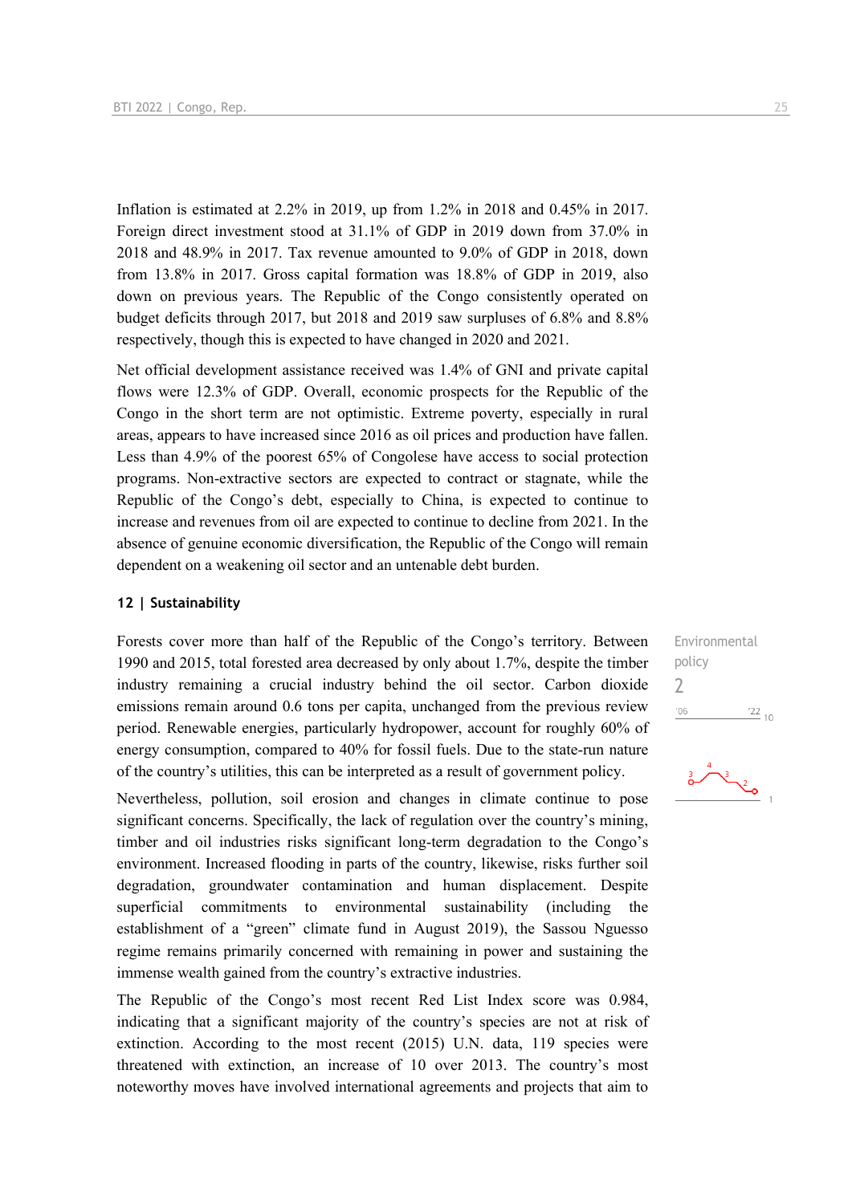Inflation is estimated at 2.2% in 2019, up from 1.2% in 2018 and 0.45% in 2017. Foreign direct investment stood at 31.1% of GDP in 2019 down from 37.0% in 2018 and 48.9% in 2017. Tax revenue amounted to 9.0% of GDP in 2018, down from 13.8% in 2017. Gross capital formation was 18.8% of GDP in 2019, also down on previous years. The Republic of the Congo consistently operated on budget deficits through 2017, but 2018 and 2019 saw surpluses of 6.8% and 8.8% respectively, though this is expected to have changed in 2020 and 2021.

Net official development assistance received was 1.4% of GNI and private capital flows were 12.3% of GDP. Overall, economic prospects for the Republic of the Congo in the short term are not optimistic. Extreme poverty, especially in rural areas, appears to have increased since 2016 as oil prices and production have fallen. Less than 4.9% of the poorest 65% of Congolese have access to social protection programs. Non-extractive sectors are expected to contract or stagnate, while the Republic of the Congo's debt, especially to China, is expected to continue to increase and revenues from oil are expected to continue to decline from 2021. In the absence of genuine economic diversification, the Republic of the Congo will remain dependent on a weakening oil sector and an untenable debt burden.

## 12 | Sustainability

Environmental policy
2

Forests cover more than half of the Republic of the Congo's territory. Between 1990 and 2015, total forested area decreased by only about 1.7%, despite the timber industry remaining a crucial industry behind the oil sector. Carbon dioxide emissions remain around 0.6 tons per capita, unchanged from the previous review period. Renewable energies, particularly hydropower, account for roughly 60% of energy consumption, compared to 40% for fossil fuels. Due to the state-run nature of the country's utilities, this can be interpreted as a result of government policy.

Nevertheless, pollution, soil erosion and changes in climate continue to pose significant concerns. Specifically, the lack of regulation over the country's mining, timber and oil industries risks significant long-term degradation to the Congo's environment. Increased flooding in parts of the country, likewise, risks further soil degradation, groundwater contamination and human displacement. Despite superficial commitments to environmental sustainability (including the establishment of a "green" climate fund in August 2019), the Sassou Nguesso regime remains primarily concerned with remaining in power and sustaining the immense wealth gained from the country's extractive industries.

The Republic of the Congo's most recent Red List Index score was 0.984, indicating that a significant majority of the country's species are not at risk of extinction. According to the most recent (2015) U.N. data, 119 species were threatened with extinction, an increase of 10 over 2013. The country's most noteworthy moves have involved international agreements and projects that aim to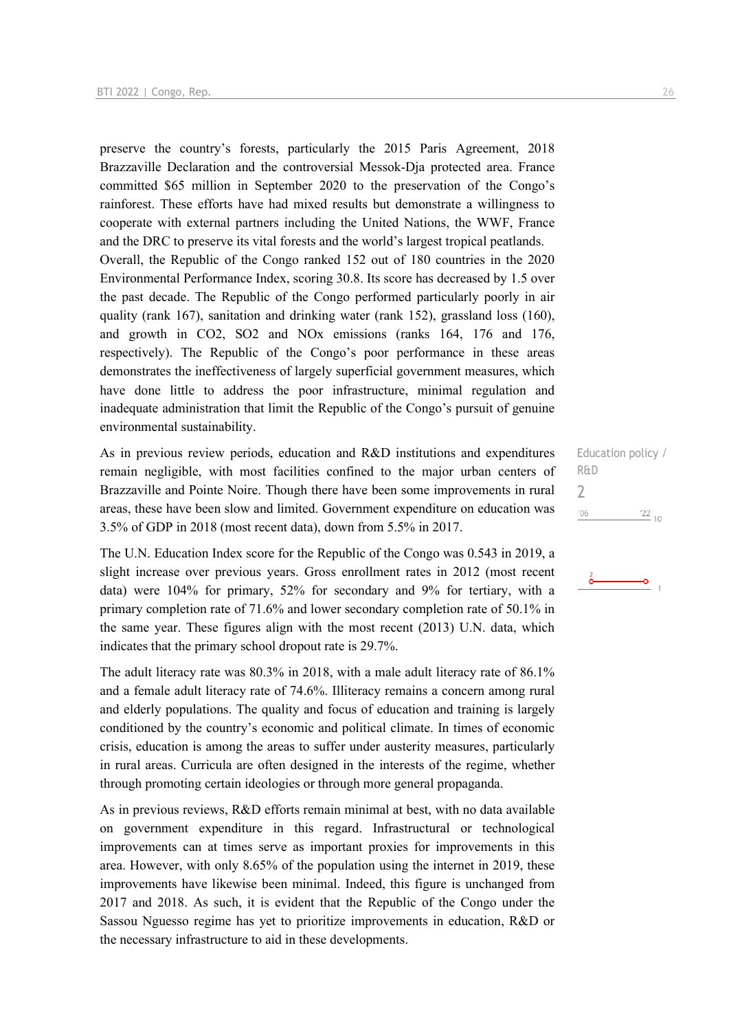preserve the country's forests, particularly the 2015 Paris Agreement, 2018 Brazzaville Declaration and the controversial Messok-Dja protected area. France committed $65 million in September 2020 to the preservation of the Congo's rainforest. These efforts have had mixed results but demonstrate a willingness to cooperate with external partners including the United Nations, the WWF, France and the DRC to preserve its vital forests and the world's largest tropical peatlands.

Overall, the Republic of the Congo ranked 152 out of 180 countries in the 2020 Environmental Performance Index, scoring 30.8. Its score has decreased by 1.5 over the past decade. The Republic of the Congo performed particularly poorly in air quality (rank 167), sanitation and drinking water (rank 152), grassland loss (160), and growth in $CO_2$, $SO_2$ and NOx emissions (ranks 164, 176 and 176, respectively). The Republic of the Congo's poor performance in these areas demonstrates the ineffectiveness of largely superficial government measures, which have done little to address the poor infrastructure, minimal regulation and inadequate administration that limit the Republic of the Congo's pursuit of genuine environmental sustainability.

Education policy / R&D

2

As in previous review periods, education and R&D institutions and expenditures remain negligible, with most facilities confined to the major urban centers of Brazzaville and Pointe Noire. Though there have been some improvements in rural areas, these have been slow and limited. Government expenditure on education was 3.5% of GDP in 2018 (most recent data), down from 5.5% in 2017.

The U.N. Education Index score for the Republic of the Congo was 0.543 in 2019, a slight increase over previous years. Gross enrollment rates in 2012 (most recent data) were 104% for primary, 52% for secondary and 9% for tertiary, with a primary completion rate of 71.6% and lower secondary completion rate of 50.1% in the same year. These figures align with the most recent (2013) U.N. data, which indicates that the primary school dropout rate is 29.7%.

The adult literacy rate was 80.3% in 2018, with a male adult literacy rate of 86.1% and a female adult literacy rate of 74.6%. Illiteracy remains a concern among rural and elderly populations. The quality and focus of education and training is largely conditioned by the country's economic and political climate. In times of economic crisis, education is among the areas to suffer under austerity measures, particularly in rural areas. Curricula are often designed in the interests of the regime, whether through promoting certain ideologies or through more general propaganda.

As in previous reviews, R&D efforts remain minimal at best, with no data available on government expenditure in this regard. Infrastructural or technological improvements can at times serve as important proxies for improvements in this area. However, with only 8.65% of the population using the internet in 2019, these improvements have likewise been minimal. Indeed, this figure is unchanged from 2017 and 2018. As such, it is evident that the Republic of the Congo under the Sassou Nguesso regime has yet to prioritize improvements in education, R&D or the necessary infrastructure to aid in these developments.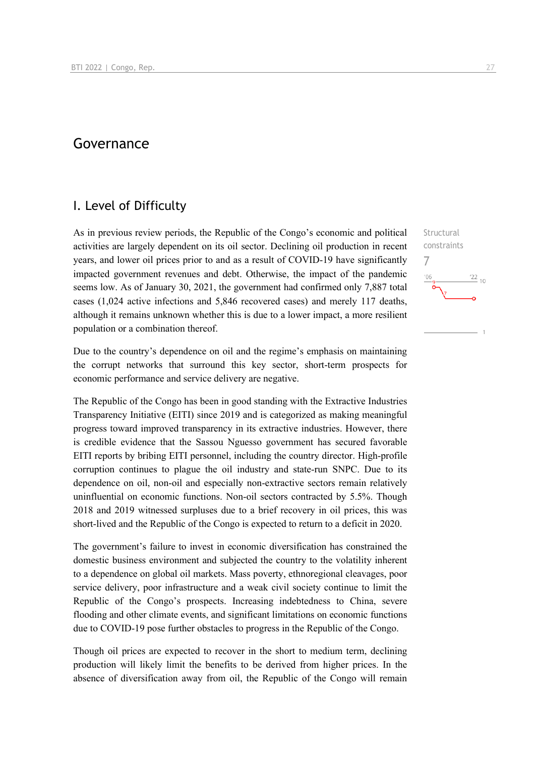# Governance

## I. Level of Difficulty

Structural constraints

7

As in previous review periods, the Republic of the Congo's economic and political activities are largely dependent on its oil sector. Declining oil production in recent years, and lower oil prices prior to and as a result of COVID-19 have significantly impacted government revenues and debt. Otherwise, the impact of the pandemic seems low. As of January 30, 2021, the government had confirmed only 7,887 total cases (1,024 active infections and 5,846 recovered cases) and merely 117 deaths, although it remains unknown whether this is due to a lower impact, a more resilient population or a combination thereof.

Due to the country's dependence on oil and the regime's emphasis on maintaining the corrupt networks that surround this key sector, short-term prospects for economic performance and service delivery are negative.

The Republic of the Congo has been in good standing with the Extractive Industries Transparency Initiative (EITI) since 2019 and is categorized as making meaningful progress toward improved transparency in its extractive industries. However, there is credible evidence that the Sassou Nguesso government has secured favorable EITI reports by bribing EITI personnel, including the country director. High-profile corruption continues to plague the oil industry and state-run SNPC. Due to its dependence on oil, non-oil and especially non-extractive sectors remain relatively uninfluential on economic functions. Non-oil sectors contracted by 5.5%. Though 2018 and 2019 witnessed surpluses due to a brief recovery in oil prices, this was short-lived and the Republic of the Congo is expected to return to a deficit in 2020.

The government's failure to invest in economic diversification has constrained the domestic business environment and subjected the country to the volatility inherent to a dependence on global oil markets. Mass poverty, ethnoregional cleavages, poor service delivery, poor infrastructure and a weak civil society continue to limit the Republic of the Congo's prospects. Increasing indebtedness to China, severe flooding and other climate events, and significant limitations on economic functions due to COVID-19 pose further obstacles to progress in the Republic of the Congo.

Though oil prices are expected to recover in the short to medium term, declining production will likely limit the benefits to be derived from higher prices. In the absence of diversification away from oil, the Republic of the Congo will remain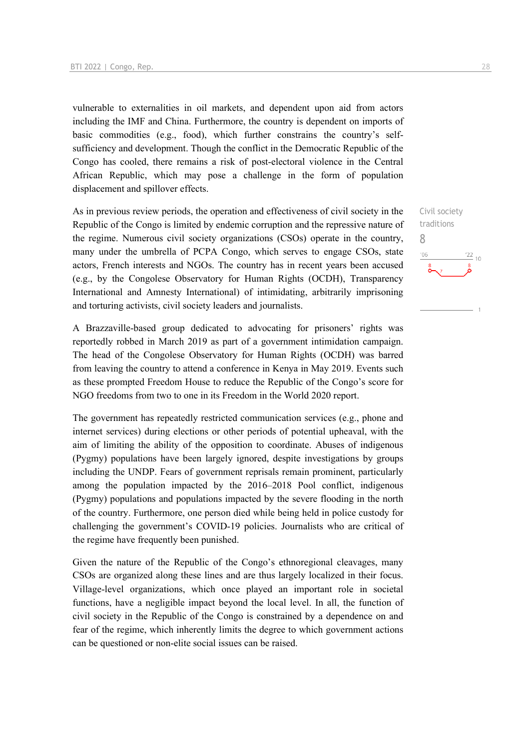vulnerable to externalities in oil markets, and dependent upon aid from actors including the IMF and China. Furthermore, the country is dependent on imports of basic commodities (e.g., food), which further constrains the country's self-sufficiency and development. Though the conflict in the Democratic Republic of the Congo has cooled, there remains a risk of post-electoral violence in the Central African Republic, which may pose a challenge in the form of population displacement and spillover effects.

Civil society traditions
8

As in previous review periods, the operation and effectiveness of civil society in the Republic of the Congo is limited by endemic corruption and the repressive nature of the regime. Numerous civil society organizations (CSOs) operate in the country, many under the umbrella of PCPA Congo, which serves to engage CSOs, state actors, French interests and NGOs. The country has in recent years been accused (e.g., by the Congolese Observatory for Human Rights (OCDH), Transparency International and Amnesty International) of intimidating, arbitrarily imprisoning and torturing activists, civil society leaders and journalists.

A Brazzaville-based group dedicated to advocating for prisoners' rights was reportedly robbed in March 2019 as part of a government intimidation campaign. The head of the Congolese Observatory for Human Rights (OCDH) was barred from leaving the country to attend a conference in Kenya in May 2019. Events such as these prompted Freedom House to reduce the Republic of the Congo's score for NGO freedoms from two to one in its Freedom in the World 2020 report.

The government has repeatedly restricted communication services (e.g., phone and internet services) during elections or other periods of potential upheaval, with the aim of limiting the ability of the opposition to coordinate. Abuses of indigenous (Pygmy) populations have been largely ignored, despite investigations by groups including the UNDP. Fears of government reprisals remain prominent, particularly among the population impacted by the 2016–2018 Pool conflict, indigenous (Pygmy) populations and populations impacted by the severe flooding in the north of the country. Furthermore, one person died while being held in police custody for challenging the government's COVID-19 policies. Journalists who are critical of the regime have frequently been punished.

Given the nature of the Republic of the Congo's ethnoregional cleavages, many CSOs are organized along these lines and are thus largely localized in their focus. Village-level organizations, which once played an important role in societal functions, have a negligible impact beyond the local level. In all, the function of civil society in the Republic of the Congo is constrained by a dependence on and fear of the regime, which inherently limits the degree to which government actions can be questioned or non-elite social issues can be raised.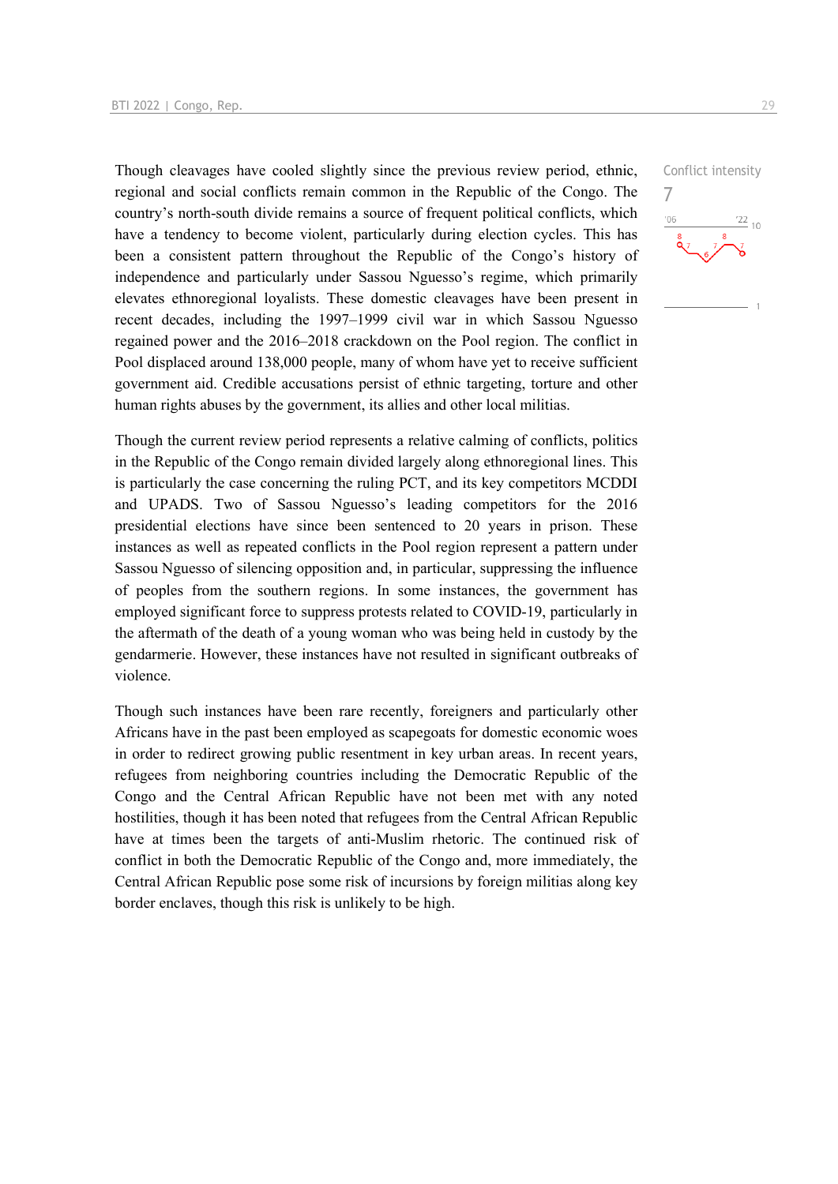Conflict intensity

7

Though cleavages have cooled slightly since the previous review period, ethnic, regional and social conflicts remain common in the Republic of the Congo. The country's north-south divide remains a source of frequent political conflicts, which have a tendency to become violent, particularly during election cycles. This has been a consistent pattern throughout the Republic of the Congo's history of independence and particularly under Sassou Nguesso's regime, which primarily elevates ethnoregional loyalists. These domestic cleavages have been present in recent decades, including the 1997–1999 civil war in which Sassou Nguesso regained power and the 2016–2018 crackdown on the Pool region. The conflict in Pool displaced around 138,000 people, many of whom have yet to receive sufficient government aid. Credible accusations persist of ethnic targeting, torture and other human rights abuses by the government, its allies and other local militias.

Though the current review period represents a relative calming of conflicts, politics in the Republic of the Congo remain divided largely along ethnoregional lines. This is particularly the case concerning the ruling PCT, and its key competitors MCDDI and UPADS. Two of Sassou Nguesso's leading competitors for the 2016 presidential elections have since been sentenced to 20 years in prison. These instances as well as repeated conflicts in the Pool region represent a pattern under Sassou Nguesso of silencing opposition and, in particular, suppressing the influence of peoples from the southern regions. In some instances, the government has employed significant force to suppress protests related to COVID-19, particularly in the aftermath of the death of a young woman who was being held in custody by the gendarmerie. However, these instances have not resulted in significant outbreaks of violence.

Though such instances have been rare recently, foreigners and particularly other Africans have in the past been employed as scapegoats for domestic economic woes in order to redirect growing public resentment in key urban areas. In recent years, refugees from neighboring countries including the Democratic Republic of the Congo and the Central African Republic have not been met with any noted hostilities, though it has been noted that refugees from the Central African Republic have at times been the targets of anti-Muslim rhetoric. The continued risk of conflict in both the Democratic Republic of the Congo and, more immediately, the Central African Republic pose some risk of incursions by foreign militias along key border enclaves, though this risk is unlikely to be high.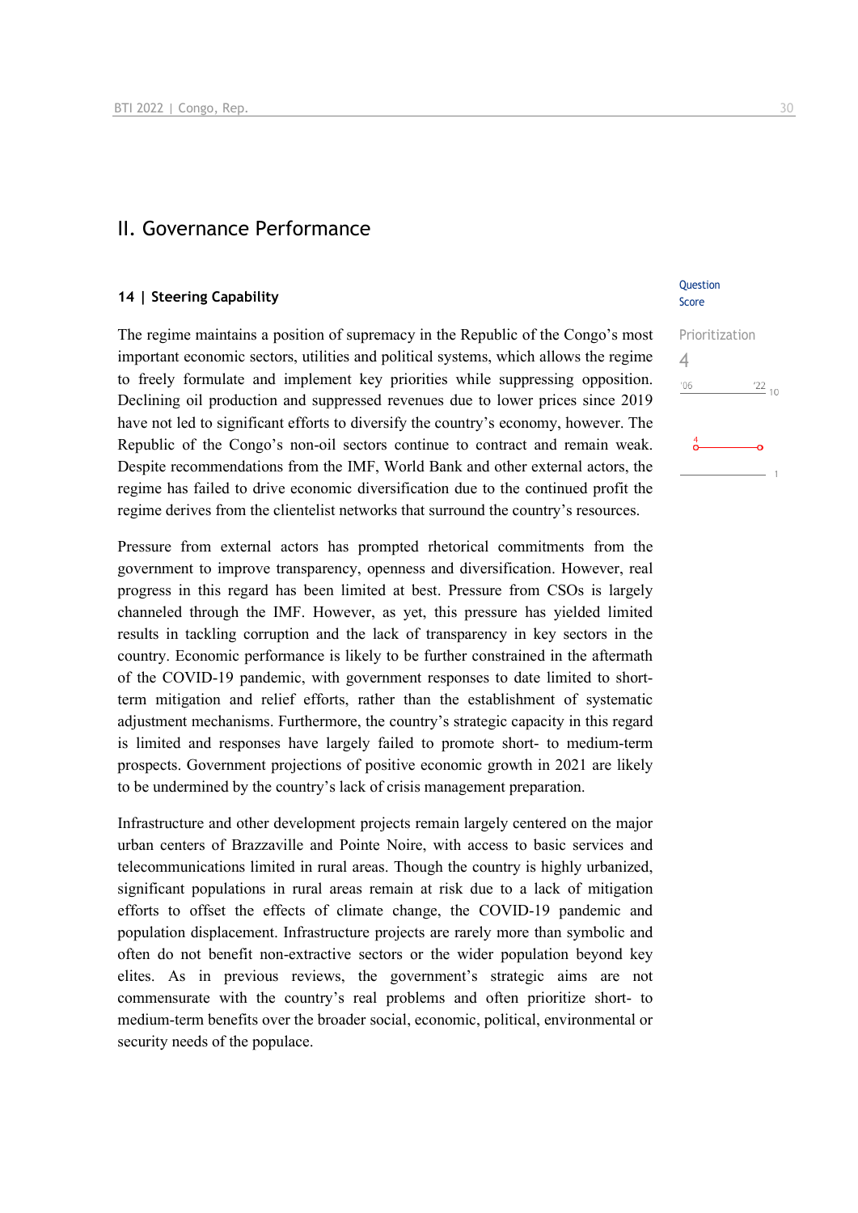## II. Governance Performance

### 14 | Steering Capability

Question Score

Prioritization
4

The regime maintains a position of supremacy in the Republic of the Congo's most important economic sectors, utilities and political systems, which allows the regime to freely formulate and implement key priorities while suppressing opposition. Declining oil production and suppressed revenues due to lower prices since 2019 have not led to significant efforts to diversify the country's economy, however. The Republic of the Congo's non-oil sectors continue to contract and remain weak. Despite recommendations from the IMF, World Bank and other external actors, the regime has failed to drive economic diversification due to the continued profit the regime derives from the clientelist networks that surround the country's resources.

Pressure from external actors has prompted rhetorical commitments from the government to improve transparency, openness and diversification. However, real progress in this regard has been limited at best. Pressure from CSOs is largely channeled through the IMF. However, as yet, this pressure has yielded limited results in tackling corruption and the lack of transparency in key sectors in the country. Economic performance is likely to be further constrained in the aftermath of the COVID-19 pandemic, with government responses to date limited to short-term mitigation and relief efforts, rather than the establishment of systematic adjustment mechanisms. Furthermore, the country's strategic capacity in this regard is limited and responses have largely failed to promote short- to medium-term prospects. Government projections of positive economic growth in 2021 are likely to be undermined by the country's lack of crisis management preparation.

Infrastructure and other development projects remain largely centered on the major urban centers of Brazzaville and Pointe Noire, with access to basic services and telecommunications limited in rural areas. Though the country is highly urbanized, significant populations in rural areas remain at risk due to a lack of mitigation efforts to offset the effects of climate change, the COVID-19 pandemic and population displacement. Infrastructure projects are rarely more than symbolic and often do not benefit non-extractive sectors or the wider population beyond key elites. As in previous reviews, the government's strategic aims are not commensurate with the country's real problems and often prioritize short- to medium-term benefits over the broader social, economic, political, environmental or security needs of the populace.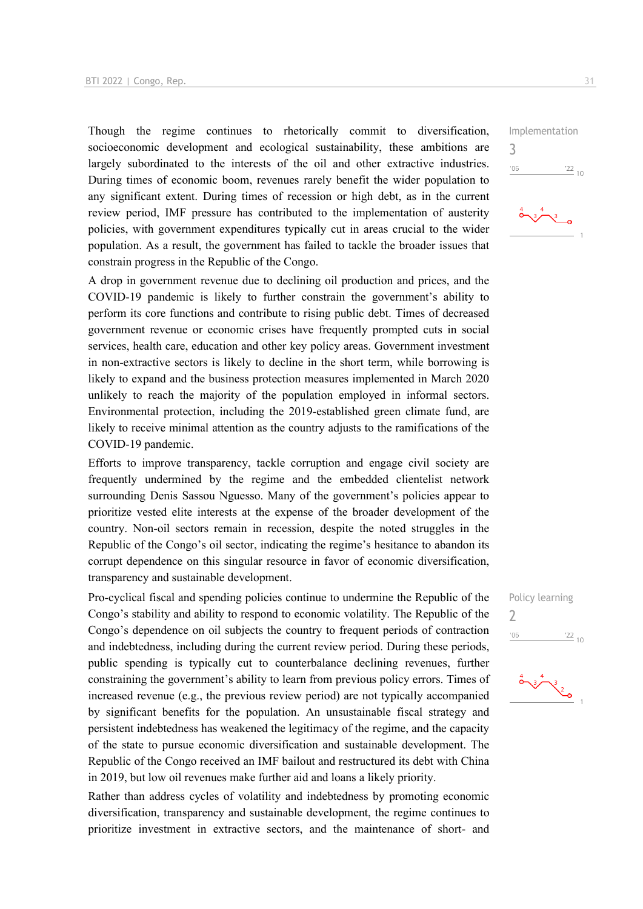Though the regime continues to rhetorically commit to diversification, socioeconomic development and ecological sustainability, these ambitions are largely subordinated to the interests of the oil and other extractive industries. During times of economic boom, revenues rarely benefit the wider population to any significant extent. During times of recession or high debt, as in the current review period, IMF pressure has contributed to the implementation of austerity policies, with government expenditures typically cut in areas crucial to the wider population. As a result, the government has failed to tackle the broader issues that constrain progress in the Republic of the Congo.

Implementation
3

A drop in government revenue due to declining oil production and prices, and the COVID-19 pandemic is likely to further constrain the government's ability to perform its core functions and contribute to rising public debt. Times of decreased government revenue or economic crises have frequently prompted cuts in social services, health care, education and other key policy areas. Government investment in non-extractive sectors is likely to decline in the short term, while borrowing is likely to expand and the business protection measures implemented in March 2020 unlikely to reach the majority of the population employed in informal sectors. Environmental protection, including the 2019-established green climate fund, are likely to receive minimal attention as the country adjusts to the ramifications of the COVID-19 pandemic.

Efforts to improve transparency, tackle corruption and engage civil society are frequently undermined by the regime and the embedded clientelist network surrounding Denis Sassou Nguesso. Many of the government's policies appear to prioritize vested elite interests at the expense of the broader development of the country. Non-oil sectors remain in recession, despite the noted struggles in the Republic of the Congo's oil sector, indicating the regime's hesitance to abandon its corrupt dependence on this singular resource in favor of economic diversification, transparency and sustainable development.

Pro-cyclical fiscal and spending policies continue to undermine the Republic of the Congo's stability and ability to respond to economic volatility. The Republic of the Congo's dependence on oil subjects the country to frequent periods of contraction and indebtedness, including during the current review period. During these periods, public spending is typically cut to counterbalance declining revenues, further constraining the government's ability to learn from previous policy errors. Times of increased revenue (e.g., the previous review period) are not typically accompanied by significant benefits for the population. An unsustainable fiscal strategy and persistent indebtedness has weakened the legitimacy of the regime, and the capacity of the state to pursue economic diversification and sustainable development. The Republic of the Congo received an IMF bailout and restructured its debt with China in 2019, but low oil revenues make further aid and loans a likely priority.

Policy learning
2

Rather than address cycles of volatility and indebtedness by promoting economic diversification, transparency and sustainable development, the regime continues to prioritize investment in extractive sectors, and the maintenance of short- and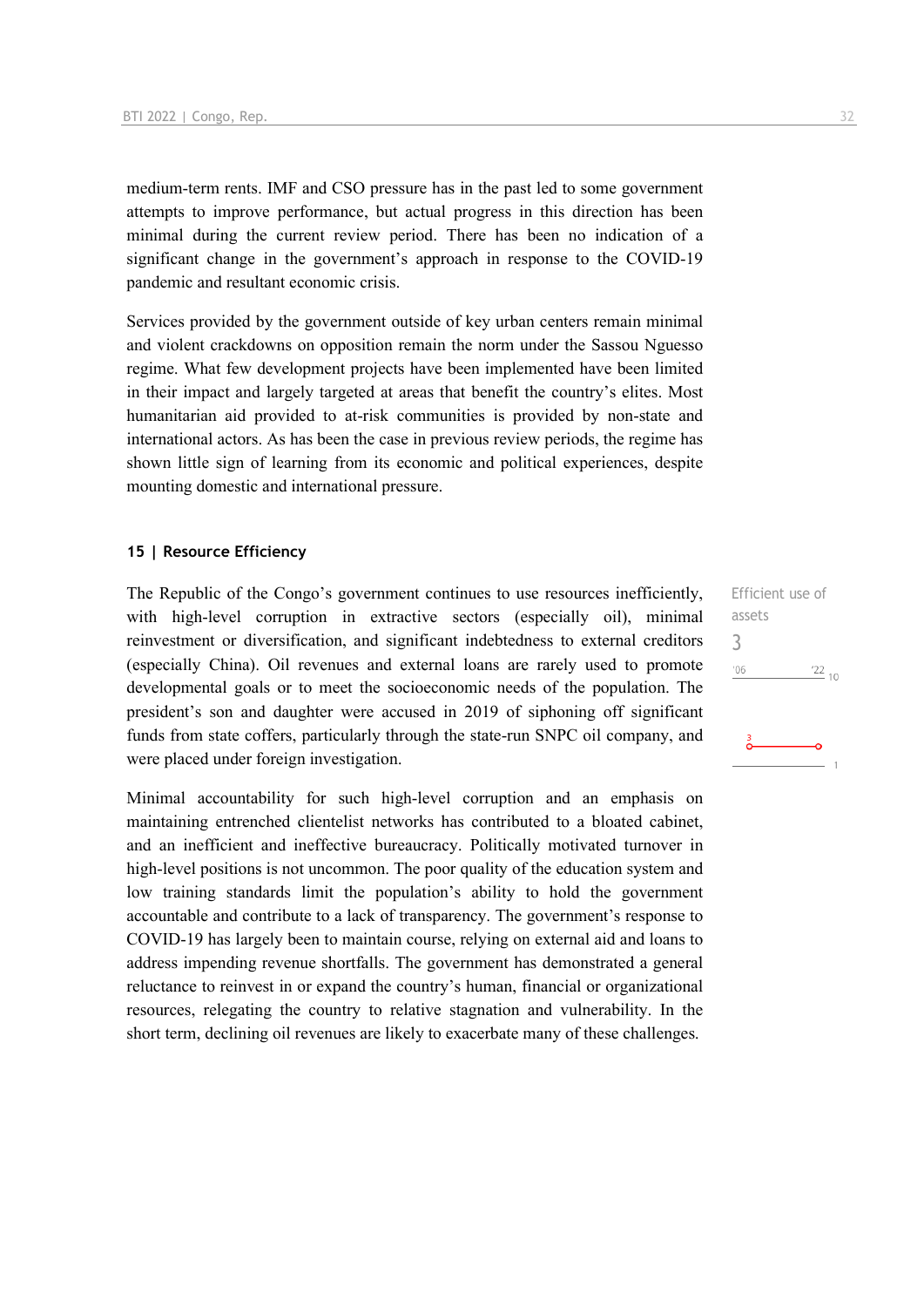medium-term rents. IMF and CSO pressure has in the past led to some government attempts to improve performance, but actual progress in this direction has been minimal during the current review period. There has been no indication of a significant change in the government's approach in response to the COVID-19 pandemic and resultant economic crisis.

Services provided by the government outside of key urban centers remain minimal and violent crackdowns on opposition remain the norm under the Sassou Nguesso regime. What few development projects have been implemented have been limited in their impact and largely targeted at areas that benefit the country's elites. Most humanitarian aid provided to at-risk communities is provided by non-state and international actors. As has been the case in previous review periods, the regime has shown little sign of learning from its economic and political experiences, despite mounting domestic and international pressure.

### 15 | Resource Efficiency

Efficient use of assets
3

The Republic of the Congo's government continues to use resources inefficiently, with high-level corruption in extractive sectors (especially oil), minimal reinvestment or diversification, and significant indebtedness to external creditors (especially China). Oil revenues and external loans are rarely used to promote developmental goals or to meet the socioeconomic needs of the population. The president's son and daughter were accused in 2019 of siphoning off significant funds from state coffers, particularly through the state-run SNPC oil company, and were placed under foreign investigation.

Minimal accountability for such high-level corruption and an emphasis on maintaining entrenched clientelist networks has contributed to a bloated cabinet, and an inefficient and ineffective bureaucracy. Politically motivated turnover in high-level positions is not uncommon. The poor quality of the education system and low training standards limit the population's ability to hold the government accountable and contribute to a lack of transparency. The government's response to COVID-19 has largely been to maintain course, relying on external aid and loans to address impending revenue shortfalls. The government has demonstrated a general reluctance to reinvest in or expand the country's human, financial or organizational resources, relegating the country to relative stagnation and vulnerability. In the short term, declining oil revenues are likely to exacerbate many of these challenges.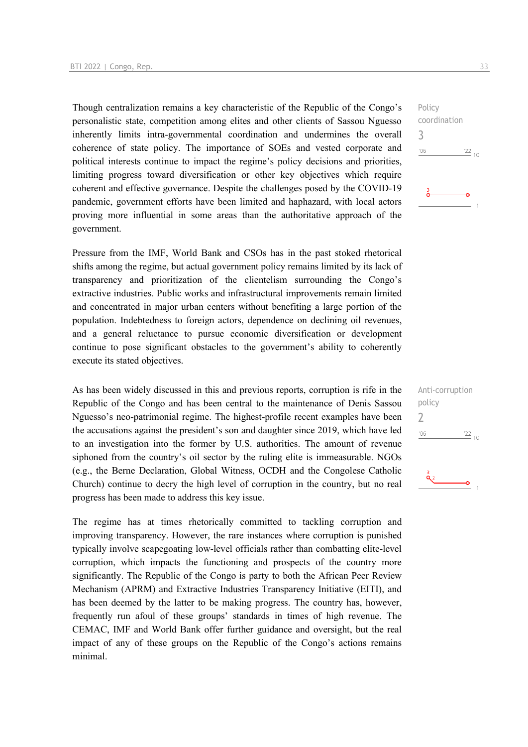Policy coordination

3

Though centralization remains a key characteristic of the Republic of the Congo's personalistic state, competition among elites and other clients of Sassou Nguesso inherently limits intra-governmental coordination and undermines the overall coherence of state policy. The importance of SOEs and vested corporate and political interests continue to impact the regime's policy decisions and priorities, limiting progress toward diversification or other key objectives which require coherent and effective governance. Despite the challenges posed by the COVID-19 pandemic, government efforts have been limited and haphazard, with local actors proving more influential in some areas than the authoritative approach of the government.

Pressure from the IMF, World Bank and CSOs has in the past stoked rhetorical shifts among the regime, but actual government policy remains limited by its lack of transparency and prioritization of the clientelism surrounding the Congo's extractive industries. Public works and infrastructural improvements remain limited and concentrated in major urban centers without benefiting a large portion of the population. Indebtedness to foreign actors, dependence on declining oil revenues, and a general reluctance to pursue economic diversification or development continue to pose significant obstacles to the government's ability to coherently execute its stated objectives.

Anti-corruption policy

2

As has been widely discussed in this and previous reports, corruption is rife in the Republic of the Congo and has been central to the maintenance of Denis Sassou Nguesso's neo-patrimonial regime. The highest-profile recent examples have been the accusations against the president's son and daughter since 2019, which have led to an investigation into the former by U.S. authorities. The amount of revenue siphoned from the country's oil sector by the ruling elite is immeasurable. NGOs (e.g., the Berne Declaration, Global Witness, OCDH and the Congolese Catholic Church) continue to decry the high level of corruption in the country, but no real progress has been made to address this key issue.

The regime has at times rhetorically committed to tackling corruption and improving transparency. However, the rare instances where corruption is punished typically involve scapegoating low-level officials rather than combatting elite-level corruption, which impacts the functioning and prospects of the country more significantly. The Republic of the Congo is party to both the African Peer Review Mechanism (APRM) and Extractive Industries Transparency Initiative (EITI), and has been deemed by the latter to be making progress. The country has, however, frequently run afoul of these groups' standards in times of high revenue. The CEMAC, IMF and World Bank offer further guidance and oversight, but the real impact of any of these groups on the Republic of the Congo's actions remains minimal.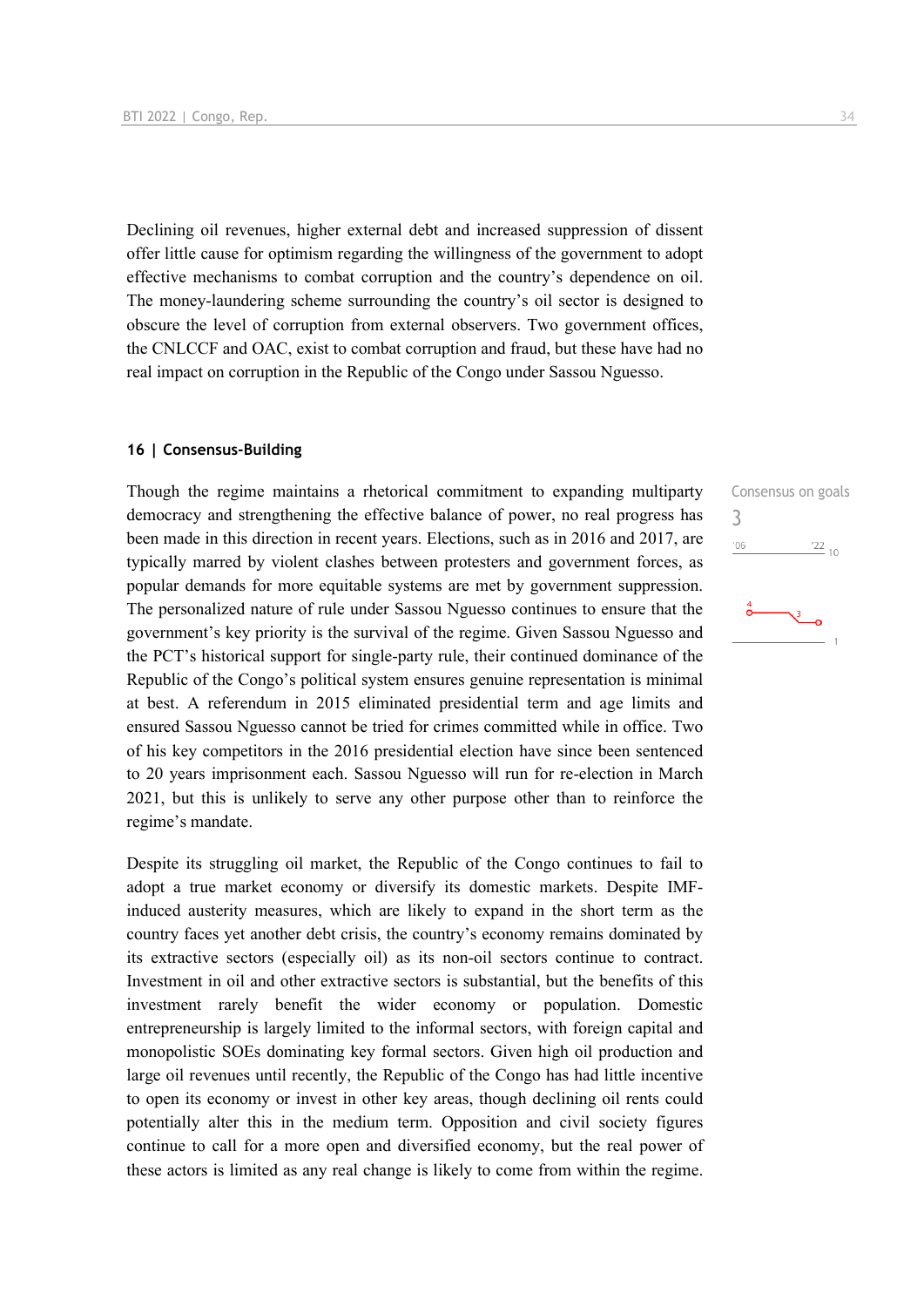Declining oil revenues, higher external debt and increased suppression of dissent offer little cause for optimism regarding the willingness of the government to adopt effective mechanisms to combat corruption and the country's dependence on oil. The money-laundering scheme surrounding the country's oil sector is designed to obscure the level of corruption from external observers. Two government offices, the CNLCCF and OAC, exist to combat corruption and fraud, but these have had no real impact on corruption in the Republic of the Congo under Sassou Nguesso.

#### 16 | Consensus-Building

Consensus on goals
3

Though the regime maintains a rhetorical commitment to expanding multiparty democracy and strengthening the effective balance of power, no real progress has been made in this direction in recent years. Elections, such as in 2016 and 2017, are typically marred by violent clashes between protesters and government forces, as popular demands for more equitable systems are met by government suppression. The personalized nature of rule under Sassou Nguesso continues to ensure that the government's key priority is the survival of the regime. Given Sassou Nguesso and the PCT's historical support for single-party rule, their continued dominance of the Republic of the Congo's political system ensures genuine representation is minimal at best. A referendum in 2015 eliminated presidential term and age limits and ensured Sassou Nguesso cannot be tried for crimes committed while in office. Two of his key competitors in the 2016 presidential election have since been sentenced to 20 years imprisonment each. Sassou Nguesso will run for re-election in March 2021, but this is unlikely to serve any other purpose other than to reinforce the regime's mandate.

Despite its struggling oil market, the Republic of the Congo continues to fail to adopt a true market economy or diversify its domestic markets. Despite IMF-induced austerity measures, which are likely to expand in the short term as the country faces yet another debt crisis, the country's economy remains dominated by its extractive sectors (especially oil) as its non-oil sectors continue to contract. Investment in oil and other extractive sectors is substantial, but the benefits of this investment rarely benefit the wider economy or population. Domestic entrepreneurship is largely limited to the informal sectors, with foreign capital and monopolistic SOEs dominating key formal sectors. Given high oil production and large oil revenues until recently, the Republic of the Congo has had little incentive to open its economy or invest in other key areas, though declining oil rents could potentially alter this in the medium term. Opposition and civil society figures continue to call for a more open and diversified economy, but the real power of these actors is limited as any real change is likely to come from within the regime.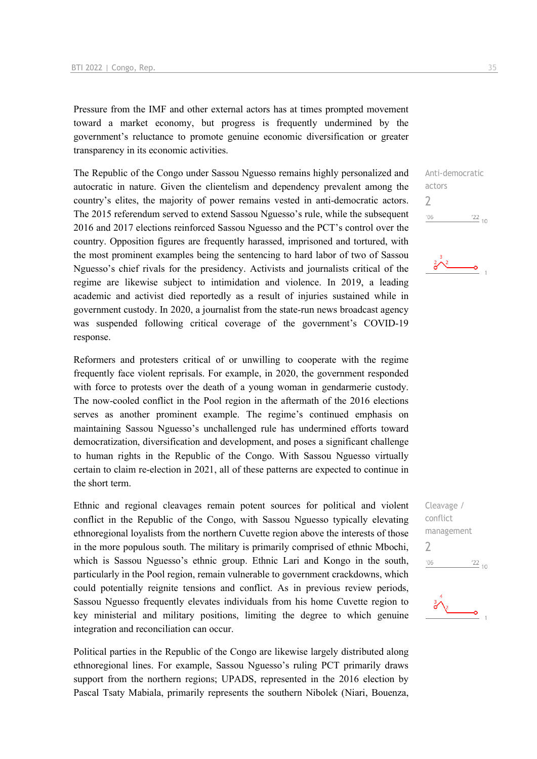Pressure from the IMF and other external actors has at times prompted movement toward a market economy, but progress is frequently undermined by the government's reluctance to promote genuine economic diversification or greater transparency in its economic activities.

The Republic of the Congo under Sassou Nguesso remains highly personalized and autocratic in nature. Given the clientelism and dependency prevalent among the country's elites, the majority of power remains vested in anti-democratic actors. The 2015 referendum served to extend Sassou Nguesso's rule, while the subsequent 2016 and 2017 elections reinforced Sassou Nguesso and the PCT's control over the country. Opposition figures are frequently harassed, imprisoned and tortured, with the most prominent examples being the sentencing to hard labor of two of Sassou Nguesso's chief rivals for the presidency. Activists and journalists critical of the regime are likewise subject to intimidation and violence. In 2019, a leading academic and activist died reportedly as a result of injuries sustained while in government custody. In 2020, a journalist from the state-run news broadcast agency was suspended following critical coverage of the government's COVID-19 response.

Anti-democratic actors
2

Reformers and protesters critical of or unwilling to cooperate with the regime frequently face violent reprisals. For example, in 2020, the government responded with force to protests over the death of a young woman in gendarmerie custody. The now-cooled conflict in the Pool region in the aftermath of the 2016 elections serves as another prominent example. The regime's continued emphasis on maintaining Sassou Nguesso's unchallenged rule has undermined efforts toward democratization, diversification and development, and poses a significant challenge to human rights in the Republic of the Congo. With Sassou Nguesso virtually certain to claim re-election in 2021, all of these patterns are expected to continue in the short term.

Ethnic and regional cleavages remain potent sources for political and violent conflict in the Republic of the Congo, with Sassou Nguesso typically elevating ethnoregional loyalists from the northern Cuvette region above the interests of those in the more populous south. The military is primarily comprised of ethnic Mbochi, which is Sassou Nguesso's ethnic group. Ethnic Lari and Kongo in the south, particularly in the Pool region, remain vulnerable to government crackdowns, which could potentially reignite tensions and conflict. As in previous review periods, Sassou Nguesso frequently elevates individuals from his home Cuvette region to key ministerial and military positions, limiting the degree to which genuine integration and reconciliation can occur.

Cleavage / conflict management
2

Political parties in the Republic of the Congo are likewise largely distributed along ethnoregional lines. For example, Sassou Nguesso's ruling PCT primarily draws support from the northern regions; UPADS, represented in the 2016 election by Pascal Tsaty Mabiala, primarily represents the southern Nibolek (Niari, Bouenza,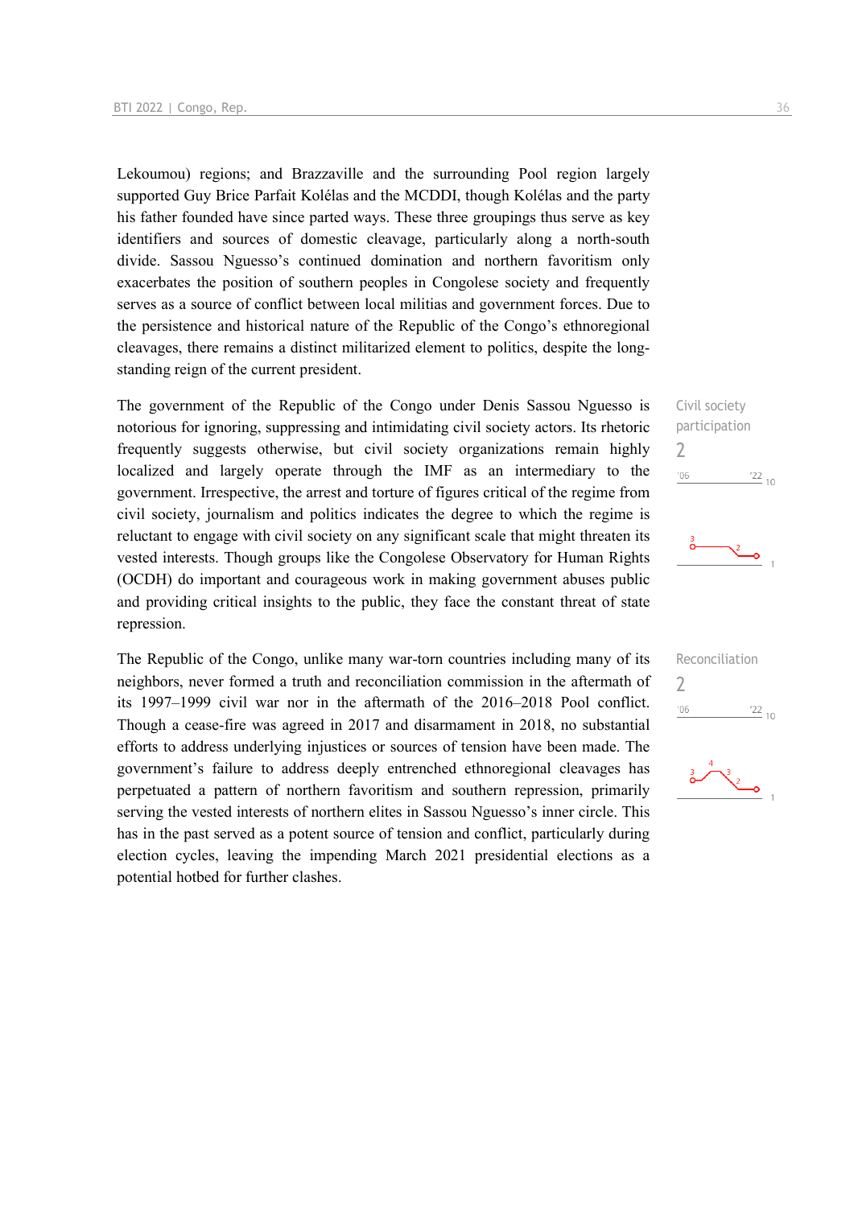Lekoumou) regions; and Brazzaville and the surrounding Pool region largely supported Guy Brice Parfait Kolélas and the MCDDI, though Kolélas and the party his father founded have since parted ways. These three groupings thus serve as key identifiers and sources of domestic cleavage, particularly along a north-south divide. Sassou Nguesso's continued domination and northern favoritism only exacerbates the position of southern peoples in Congolese society and frequently serves as a source of conflict between local militias and government forces. Due to the persistence and historical nature of the Republic of the Congo's ethnoregional cleavages, there remains a distinct militarized element to politics, despite the long-standing reign of the current president.

Civil society participation
2

The government of the Republic of the Congo under Denis Sassou Nguesso is notorious for ignoring, suppressing and intimidating civil society actors. Its rhetoric frequently suggests otherwise, but civil society organizations remain highly localized and largely operate through the IMF as an intermediary to the government. Irrespective, the arrest and torture of figures critical of the regime from civil society, journalism and politics indicates the degree to which the regime is reluctant to engage with civil society on any significant scale that might threaten its vested interests. Though groups like the Congolese Observatory for Human Rights (OCDH) do important and courageous work in making government abuses public and providing critical insights to the public, they face the constant threat of state repression.

Reconciliation
2

The Republic of the Congo, unlike many war-torn countries including many of its neighbors, never formed a truth and reconciliation commission in the aftermath of its 1997–1999 civil war nor in the aftermath of the 2016–2018 Pool conflict. Though a cease-fire was agreed in 2017 and disarmament in 2018, no substantial efforts to address underlying injustices or sources of tension have been made. The government's failure to address deeply entrenched ethnoregional cleavages has perpetuated a pattern of northern favoritism and southern repression, primarily serving the vested interests of northern elites in Sassou Nguesso's inner circle. This has in the past served as a potent source of tension and conflict, particularly during election cycles, leaving the impending March 2021 presidential elections as a potential hotbed for further clashes.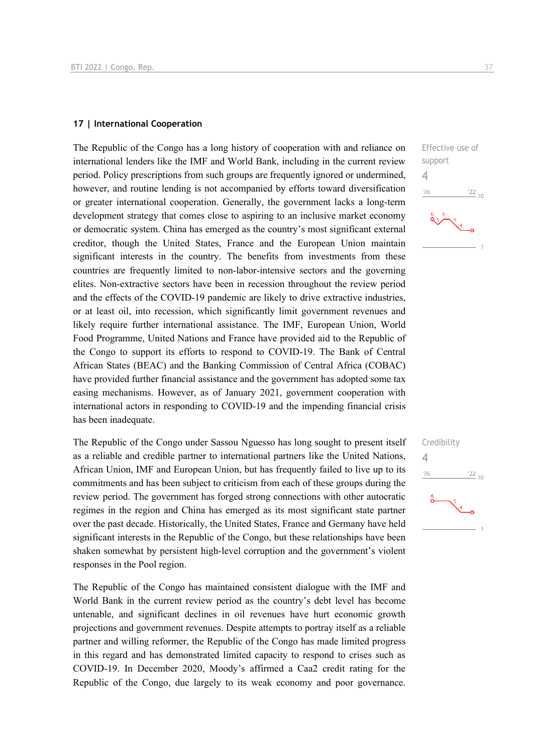### 17 | International Cooperation

Effective use of support

4

The Republic of the Congo has a long history of cooperation with and reliance on international lenders like the IMF and World Bank, including in the current review period. Policy prescriptions from such groups are frequently ignored or undermined, however, and routine lending is not accompanied by efforts toward diversification or greater international cooperation. Generally, the government lacks a long-term development strategy that comes close to aspiring to an inclusive market economy or democratic system. China has emerged as the country's most significant external creditor, though the United States, France and the European Union maintain significant interests in the country. The benefits from investments from these countries are frequently limited to non-labor-intensive sectors and the governing elites. Non-extractive sectors have been in recession throughout the review period and the effects of the COVID-19 pandemic are likely to drive extractive industries, or at least oil, into recession, which significantly limit government revenues and likely require further international assistance. The IMF, European Union, World Food Programme, United Nations and France have provided aid to the Republic of the Congo to support its efforts to respond to COVID-19. The Bank of Central African States (BEAC) and the Banking Commission of Central Africa (COBAC) have provided further financial assistance and the government has adopted some tax easing mechanisms. However, as of January 2021, government cooperation with international actors in responding to COVID-19 and the impending financial crisis has been inadequate.

Credibility

4

The Republic of the Congo under Sassou Nguesso has long sought to present itself as a reliable and credible partner to international partners like the United Nations, African Union, IMF and European Union, but has frequently failed to live up to its commitments and has been subject to criticism from each of these groups during the review period. The government has forged strong connections with other autocratic regimes in the region and China has emerged as its most significant state partner over the past decade. Historically, the United States, France and Germany have held significant interests in the Republic of the Congo, but these relationships have been shaken somewhat by persistent high-level corruption and the government's violent responses in the Pool region.

The Republic of the Congo has maintained consistent dialogue with the IMF and World Bank in the current review period as the country's debt level has become untenable, and significant declines in oil revenues have hurt economic growth projections and government revenues. Despite attempts to portray itself as a reliable partner and willing reformer, the Republic of the Congo has made limited progress in this regard and has demonstrated limited capacity to respond to crises such as COVID-19. In December 2020, Moody's affirmed a Caa2 credit rating for the Republic of the Congo, due largely to its weak economy and poor governance.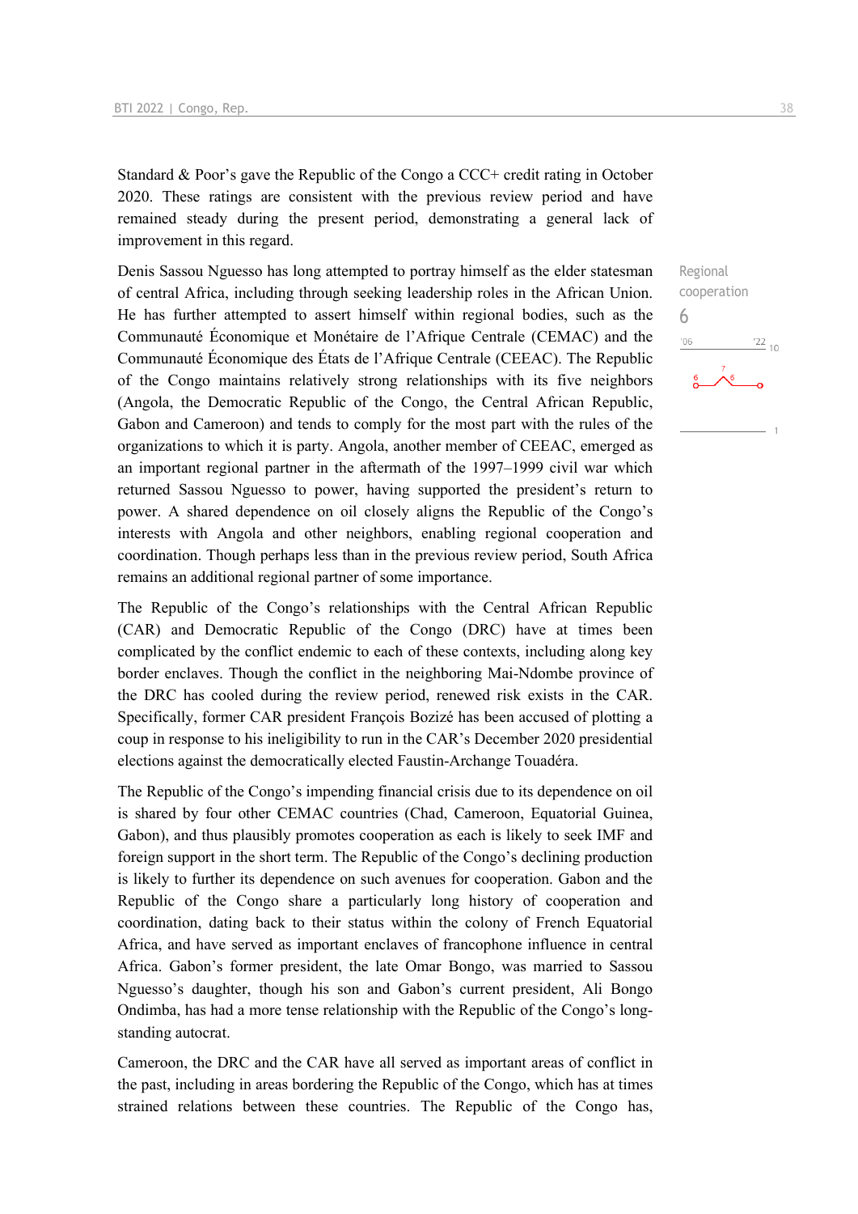Standard & Poor's gave the Republic of the Congo a CCC+ credit rating in October 2020. These ratings are consistent with the previous review period and have remained steady during the present period, demonstrating a general lack of improvement in this regard.

Denis Sassou Nguesso has long attempted to portray himself as the elder statesman of central Africa, including through seeking leadership roles in the African Union. He has further attempted to assert himself within regional bodies, such as the Communauté Économique et Monétaire de l'Afrique Centrale (CEMAC) and the Communauté Économique des États de l'Afrique Centrale (CEEAC). The Republic of the Congo maintains relatively strong relationships with its five neighbors (Angola, the Democratic Republic of the Congo, the Central African Republic, Gabon and Cameroon) and tends to comply for the most part with the rules of the organizations to which it is party. Angola, another member of CEEAC, emerged as an important regional partner in the aftermath of the 1997–1999 civil war which returned Sassou Nguesso to power, having supported the president's return to power. A shared dependence on oil closely aligns the Republic of the Congo's interests with Angola and other neighbors, enabling regional cooperation and coordination. Though perhaps less than in the previous review period, South Africa remains an additional regional partner of some importance.

Regional cooperation
6

The Republic of the Congo's relationships with the Central African Republic (CAR) and Democratic Republic of the Congo (DRC) have at times been complicated by the conflict endemic to each of these contexts, including along key border enclaves. Though the conflict in the neighboring Mai-Ndombe province of the DRC has cooled during the review period, renewed risk exists in the CAR. Specifically, former CAR president François Bozizé has been accused of plotting a coup in response to his ineligibility to run in the CAR's December 2020 presidential elections against the democratically elected Faustin-Archange Touadéra.

The Republic of the Congo's impending financial crisis due to its dependence on oil is shared by four other CEMAC countries (Chad, Cameroon, Equatorial Guinea, Gabon), and thus plausibly promotes cooperation as each is likely to seek IMF and foreign support in the short term. The Republic of the Congo's declining production is likely to further its dependence on such avenues for cooperation. Gabon and the Republic of the Congo share a particularly long history of cooperation and coordination, dating back to their status within the colony of French Equatorial Africa, and have served as important enclaves of francophone influence in central Africa. Gabon's former president, the late Omar Bongo, was married to Sassou Nguesso's daughter, though his son and Gabon's current president, Ali Bongo Ondimba, has had a more tense relationship with the Republic of the Congo's long-standing autocrat.

Cameroon, the DRC and the CAR have all served as important areas of conflict in the past, including in areas bordering the Republic of the Congo, which has at times strained relations between these countries. The Republic of the Congo has,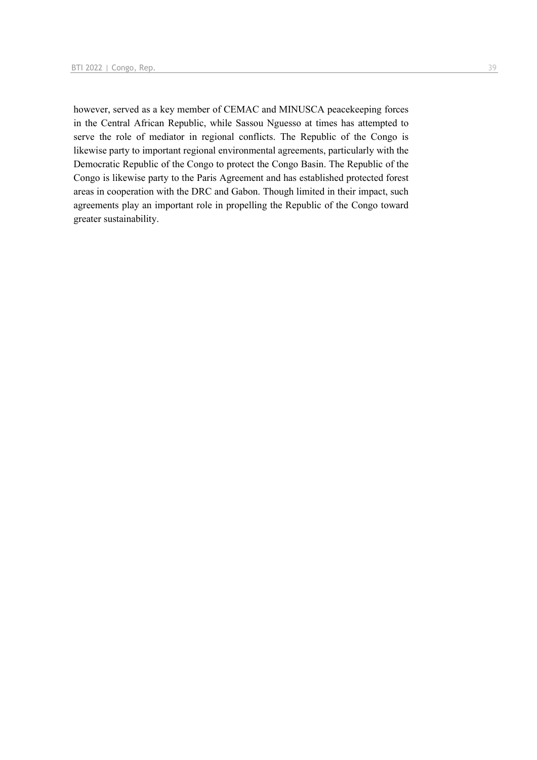however, served as a key member of CEMAC and MINUSCA peacekeeping forces in the Central African Republic, while Sassou Nguesso at times has attempted to serve the role of mediator in regional conflicts. The Republic of the Congo is likewise party to important regional environmental agreements, particularly with the Democratic Republic of the Congo to protect the Congo Basin. The Republic of the Congo is likewise party to the Paris Agreement and has established protected forest areas in cooperation with the DRC and Gabon. Though limited in their impact, such agreements play an important role in propelling the Republic of the Congo toward greater sustainability.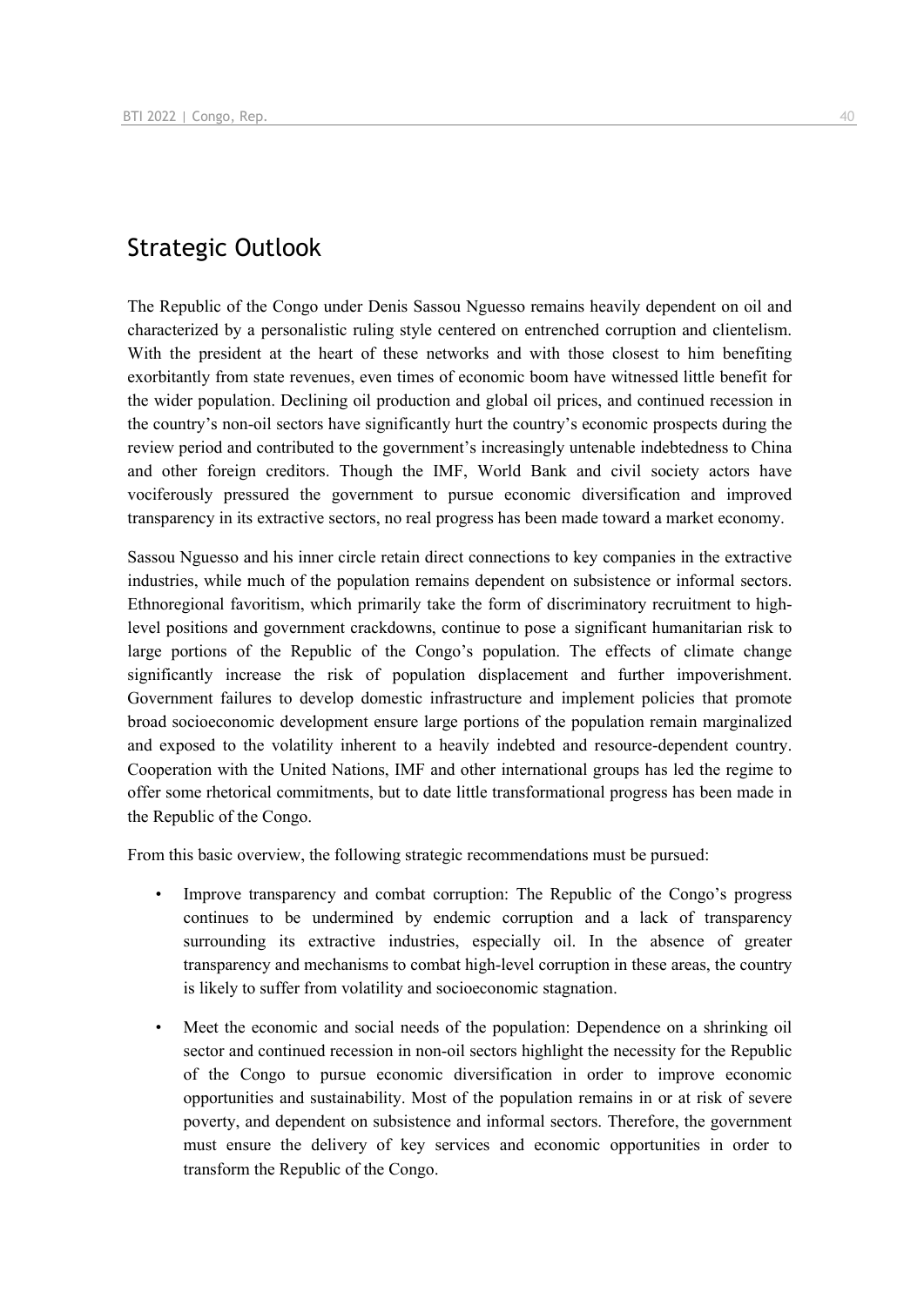## Strategic Outlook

The Republic of the Congo under Denis Sassou Nguesso remains heavily dependent on oil and characterized by a personalistic ruling style centered on entrenched corruption and clientelism. With the president at the heart of these networks and with those closest to him benefiting exorbitantly from state revenues, even times of economic boom have witnessed little benefit for the wider population. Declining oil production and global oil prices, and continued recession in the country's non-oil sectors have significantly hurt the country's economic prospects during the review period and contributed to the government's increasingly untenable indebtedness to China and other foreign creditors. Though the IMF, World Bank and civil society actors have vociferously pressured the government to pursue economic diversification and improved transparency in its extractive sectors, no real progress has been made toward a market economy.

Sassou Nguesso and his inner circle retain direct connections to key companies in the extractive industries, while much of the population remains dependent on subsistence or informal sectors. Ethnoregional favoritism, which primarily take the form of discriminatory recruitment to high-level positions and government crackdowns, continue to pose a significant humanitarian risk to large portions of the Republic of the Congo's population. The effects of climate change significantly increase the risk of population displacement and further impoverishment. Government failures to develop domestic infrastructure and implement policies that promote broad socioeconomic development ensure large portions of the population remain marginalized and exposed to the volatility inherent to a heavily indebted and resource-dependent country. Cooperation with the United Nations, IMF and other international groups has led the regime to offer some rhetorical commitments, but to date little transformational progress has been made in the Republic of the Congo.

From this basic overview, the following strategic recommendations must be pursued:

- Improve transparency and combat corruption: The Republic of the Congo's progress continues to be undermined by endemic corruption and a lack of transparency surrounding its extractive industries, especially oil. In the absence of greater transparency and mechanisms to combat high-level corruption in these areas, the country is likely to suffer from volatility and socioeconomic stagnation.
- Meet the economic and social needs of the population: Dependence on a shrinking oil sector and continued recession in non-oil sectors highlight the necessity for the Republic of the Congo to pursue economic diversification in order to improve economic opportunities and sustainability. Most of the population remains in or at risk of severe poverty, and dependent on subsistence and informal sectors. Therefore, the government must ensure the delivery of key services and economic opportunities in order to transform the Republic of the Congo.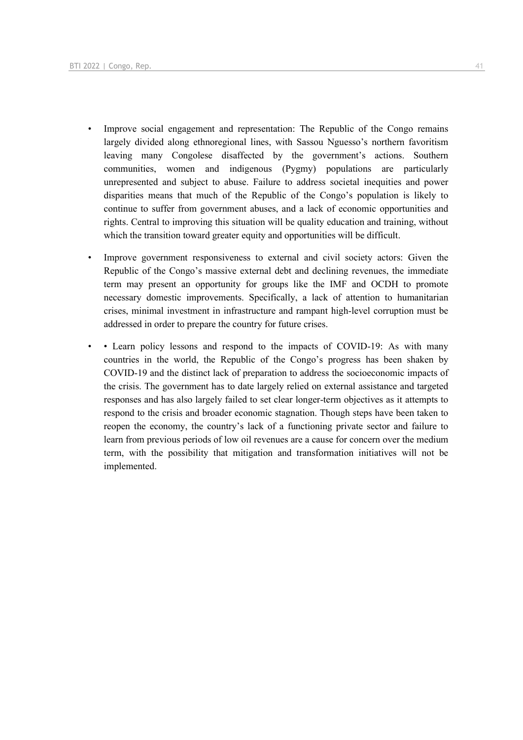- Improve social engagement and representation: The Republic of the Congo remains largely divided along ethnoregional lines, with Sassou Nguesso's northern favoritism leaving many Congolese disaffected by the government's actions. Southern communities, women and indigenous (Pygmy) populations are particularly unrepresented and subject to abuse. Failure to address societal inequities and power disparities means that much of the Republic of the Congo's population is likely to continue to suffer from government abuses, and a lack of economic opportunities and rights. Central to improving this situation will be quality education and training, without which the transition toward greater equity and opportunities will be difficult.

- Improve government responsiveness to external and civil society actors: Given the Republic of the Congo's massive external debt and declining revenues, the immediate term may present an opportunity for groups like the IMF and OCDH to promote necessary domestic improvements. Specifically, a lack of attention to humanitarian crises, minimal investment in infrastructure and rampant high-level corruption must be addressed in order to prepare the country for future crises.

- • Learn policy lessons and respond to the impacts of COVID-19: As with many countries in the world, the Republic of the Congo's progress has been shaken by COVID-19 and the distinct lack of preparation to address the socioeconomic impacts of the crisis. The government has to date largely relied on external assistance and targeted responses and has also largely failed to set clear longer-term objectives as it attempts to respond to the crisis and broader economic stagnation. Though steps have been taken to reopen the economy, the country's lack of a functioning private sector and failure to learn from previous periods of low oil revenues are a cause for concern over the medium term, with the possibility that mitigation and transformation initiatives will not be implemented.